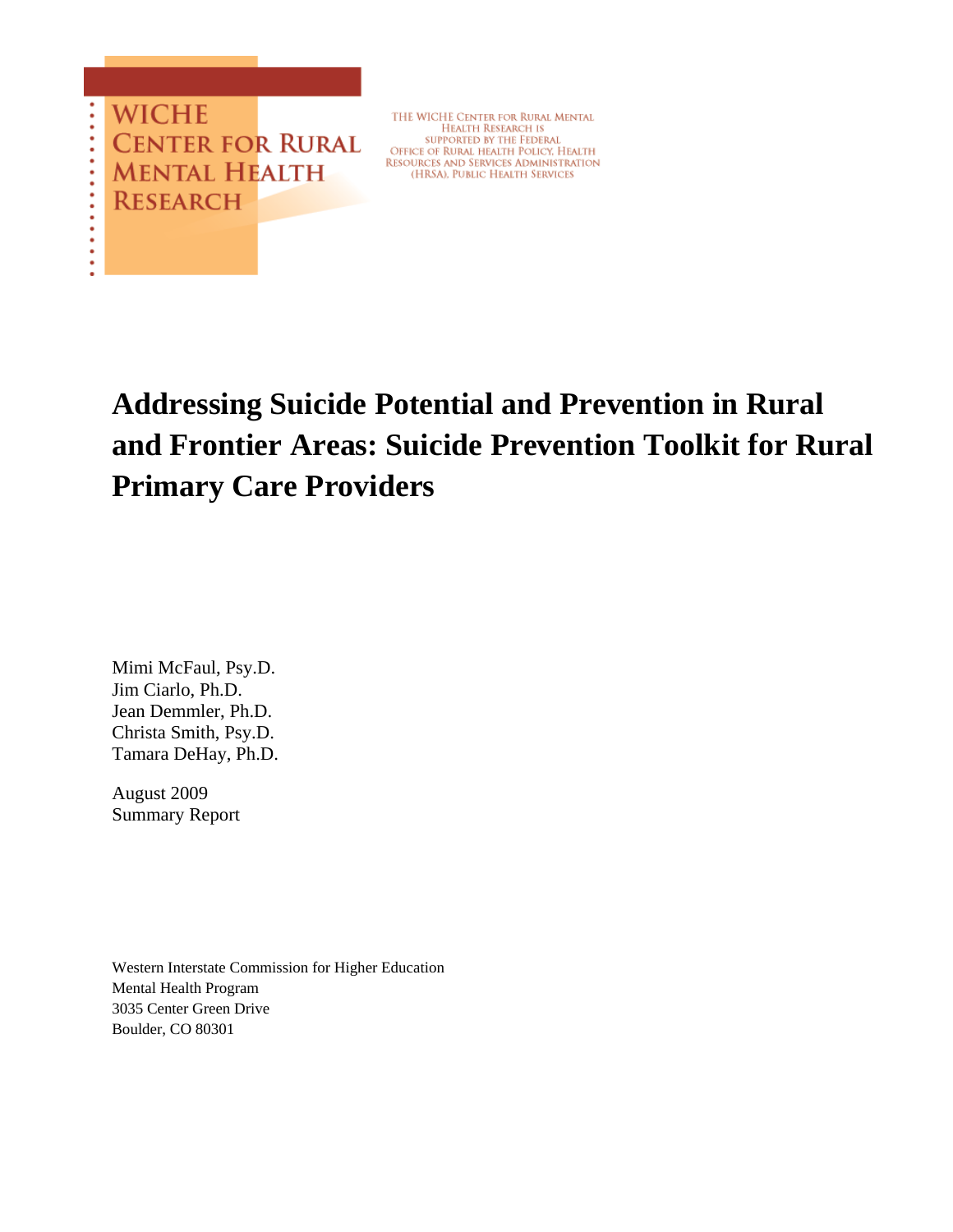WICHE
CENTER FOR RURAL
MENTAL HEALTH
RESEARCH

THE WICHE CENTER FOR RURAL MENTAL HEALTH RESEARCH IS SUPPORTED BY THE FEDERAL OFFICE OF RURAL HEALTH POLICY, HEALTH RESOURCES AND SERVICES ADMINISTRATION (HRSA), PUBLIC HEALTH SERVICES

# Addressing Suicide Potential and Prevention in Rural and Frontier Areas: Suicide Prevention Toolkit for Rural Primary Care Providers

Mimi McFaul, Psy.D.
Jim Ciarlo, Ph.D.
Jean Demmler, Ph.D.
Christa Smith, Psy.D.
Tamara DeHay, Ph.D.

August 2009
Summary Report

Western Interstate Commission for Higher Education
Mental Health Program
3035 Center Green Drive
Boulder, CO 80301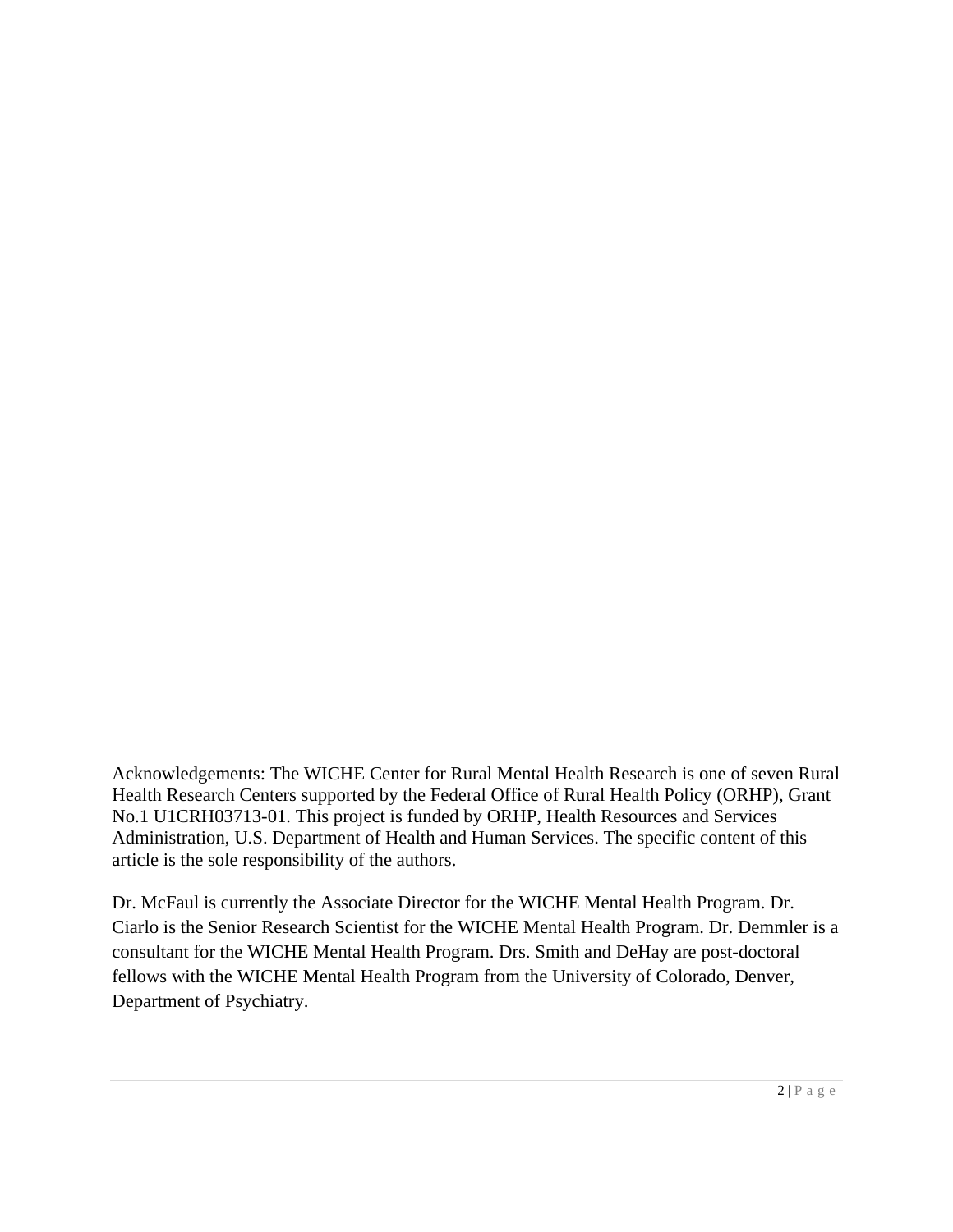Acknowledgements: The WICHE Center for Rural Mental Health Research is one of seven Rural Health Research Centers supported by the Federal Office of Rural Health Policy (ORHP), Grant No.1 U1CRH03713-01. This project is funded by ORHP, Health Resources and Services Administration, U.S. Department of Health and Human Services. The specific content of this article is the sole responsibility of the authors.

Dr. McFaul is currently the Associate Director for the WICHE Mental Health Program. Dr. Ciarlo is the Senior Research Scientist for the WICHE Mental Health Program. Dr. Demmler is a consultant for the WICHE Mental Health Program. Drs. Smith and DeHay are post-doctoral fellows with the WICHE Mental Health Program from the University of Colorado, Denver, Department of Psychiatry.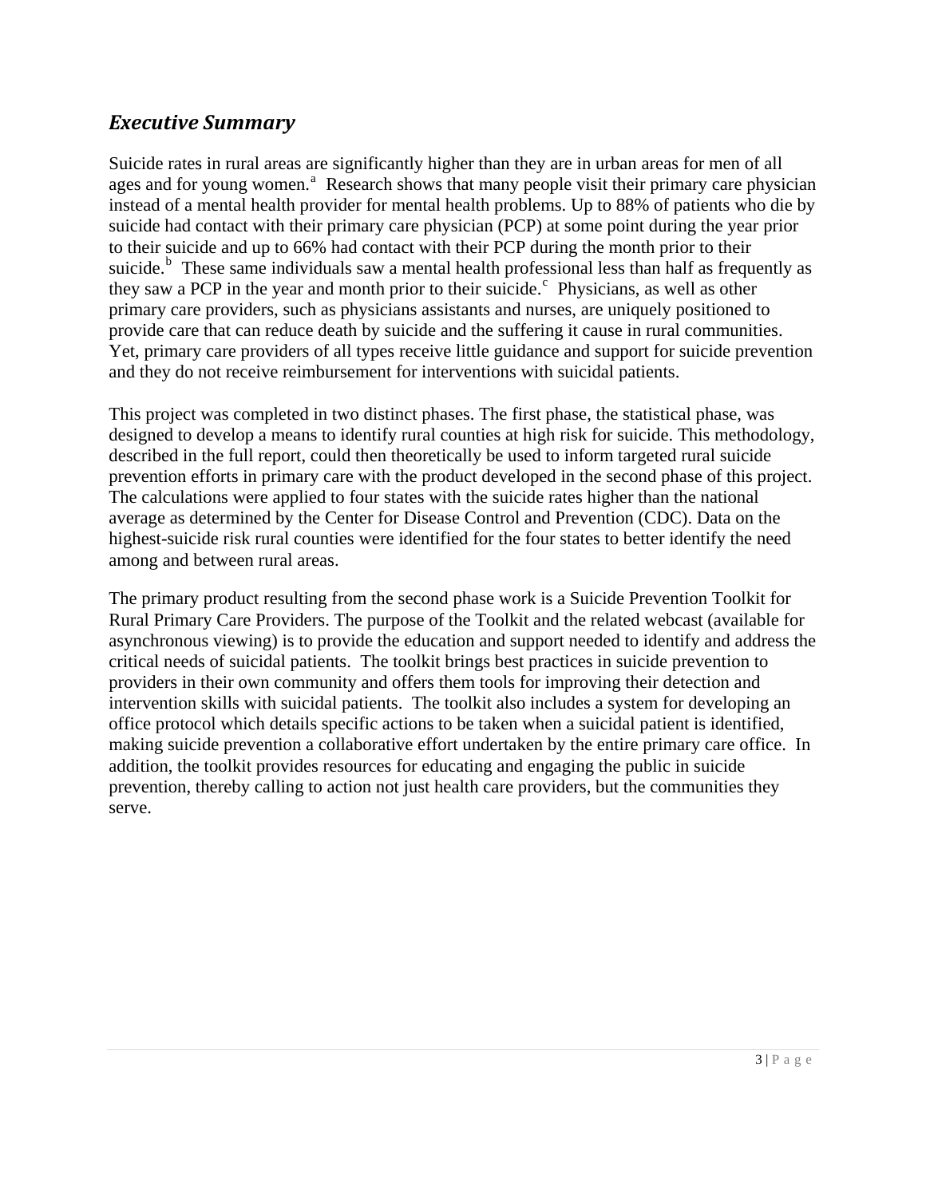## *Executive Summary*

Suicide rates in rural areas are significantly higher than they are in urban areas for men of all ages and for young women.[a] Research shows that many people visit their primary care physician instead of a mental health provider for mental health problems. Up to 88% of patients who die by suicide had contact with their primary care physician (PCP) at some point during the year prior to their suicide and up to 66% had contact with their PCP during the month prior to their suicide.[b] These same individuals saw a mental health professional less than half as frequently as they saw a PCP in the year and month prior to their suicide.[c] Physicians, as well as other primary care providers, such as physicians assistants and nurses, are uniquely positioned to provide care that can reduce death by suicide and the suffering it cause in rural communities. Yet, primary care providers of all types receive little guidance and support for suicide prevention and they do not receive reimbursement for interventions with suicidal patients.

This project was completed in two distinct phases. The first phase, the statistical phase, was designed to develop a means to identify rural counties at high risk for suicide. This methodology, described in the full report, could then theoretically be used to inform targeted rural suicide prevention efforts in primary care with the product developed in the second phase of this project. The calculations were applied to four states with the suicide rates higher than the national average as determined by the Center for Disease Control and Prevention (CDC). Data on the highest-suicide risk rural counties were identified for the four states to better identify the need among and between rural areas.

The primary product resulting from the second phase work is a Suicide Prevention Toolkit for Rural Primary Care Providers. The purpose of the Toolkit and the related webcast (available for asynchronous viewing) is to provide the education and support needed to identify and address the critical needs of suicidal patients. The toolkit brings best practices in suicide prevention to providers in their own community and offers them tools for improving their detection and intervention skills with suicidal patients. The toolkit also includes a system for developing an office protocol which details specific actions to be taken when a suicidal patient is identified, making suicide prevention a collaborative effort undertaken by the entire primary care office. In addition, the toolkit provides resources for educating and engaging the public in suicide prevention, thereby calling to action not just health care providers, but the communities they serve.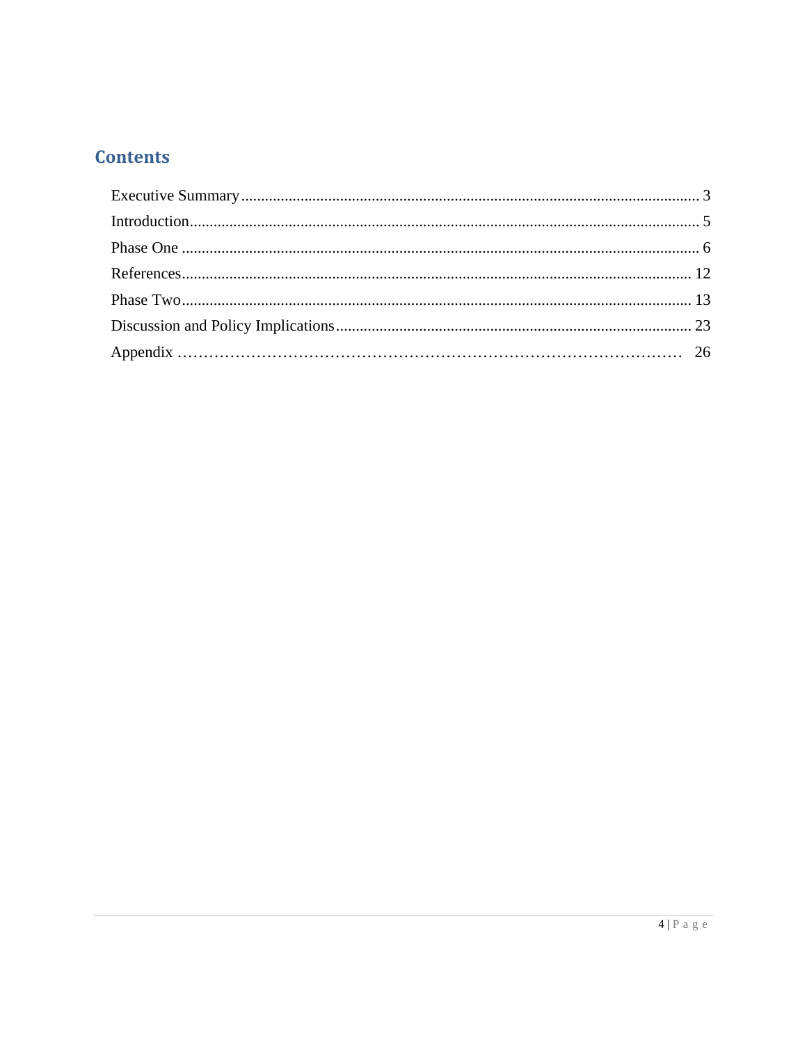## Contents

Executive Summary ........................................................................................................ 3
Introduction.................................................................................................................. 5
Phase One .................................................................................................................... 6
References.................................................................................................................... 12
Phase Two.................................................................................................................... 13
Discussion and Policy Implications.............................................................................. 23
Appendix ..................................................................................................................... 26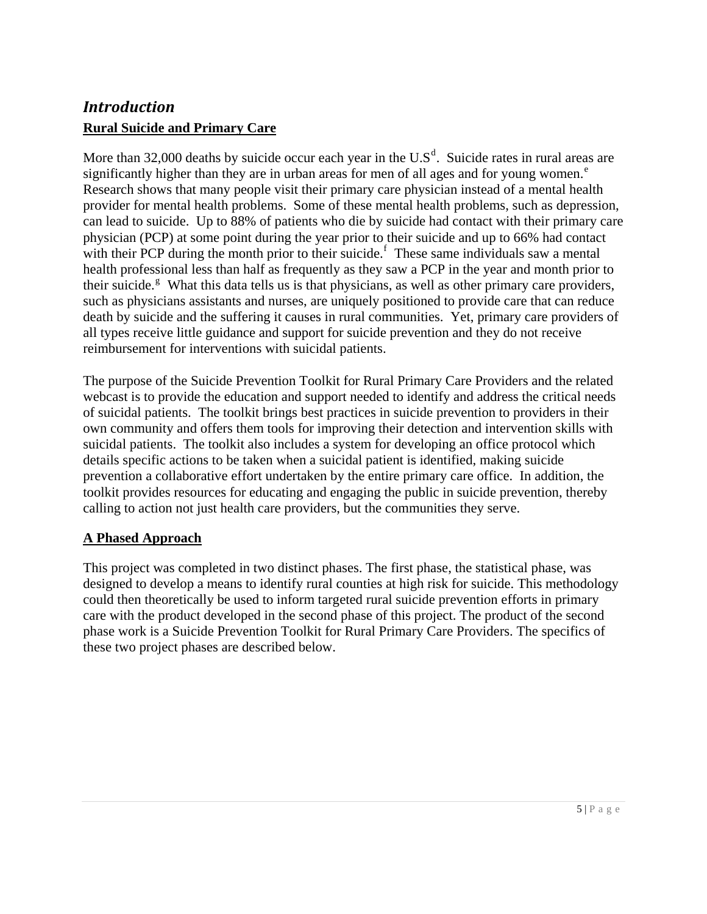## *Introduction*

### Rural Suicide and Primary Care

More than 32,000 deaths by suicide occur each year in the U.S[d]. Suicide rates in rural areas are significantly higher than they are in urban areas for men of all ages and for young women.[e] Research shows that many people visit their primary care physician instead of a mental health provider for mental health problems. Some of these mental health problems, such as depression, can lead to suicide. Up to 88% of patients who die by suicide had contact with their primary care physician (PCP) at some point during the year prior to their suicide and up to 66% had contact with their PCP during the month prior to their suicide.[f] These same individuals saw a mental health professional less than half as frequently as they saw a PCP in the year and month prior to their suicide.[g] What this data tells us is that physicians, as well as other primary care providers, such as physicians assistants and nurses, are uniquely positioned to provide care that can reduce death by suicide and the suffering it causes in rural communities. Yet, primary care providers of all types receive little guidance and support for suicide prevention and they do not receive reimbursement for interventions with suicidal patients.

The purpose of the Suicide Prevention Toolkit for Rural Primary Care Providers and the related webcast is to provide the education and support needed to identify and address the critical needs of suicidal patients. The toolkit brings best practices in suicide prevention to providers in their own community and offers them tools for improving their detection and intervention skills with suicidal patients. The toolkit also includes a system for developing an office protocol which details specific actions to be taken when a suicidal patient is identified, making suicide prevention a collaborative effort undertaken by the entire primary care office. In addition, the toolkit provides resources for educating and engaging the public in suicide prevention, thereby calling to action not just health care providers, but the communities they serve.

### A Phased Approach

This project was completed in two distinct phases. The first phase, the statistical phase, was designed to develop a means to identify rural counties at high risk for suicide. This methodology could then theoretically be used to inform targeted rural suicide prevention efforts in primary care with the product developed in the second phase of this project. The product of the second phase work is a Suicide Prevention Toolkit for Rural Primary Care Providers. The specifics of these two project phases are described below.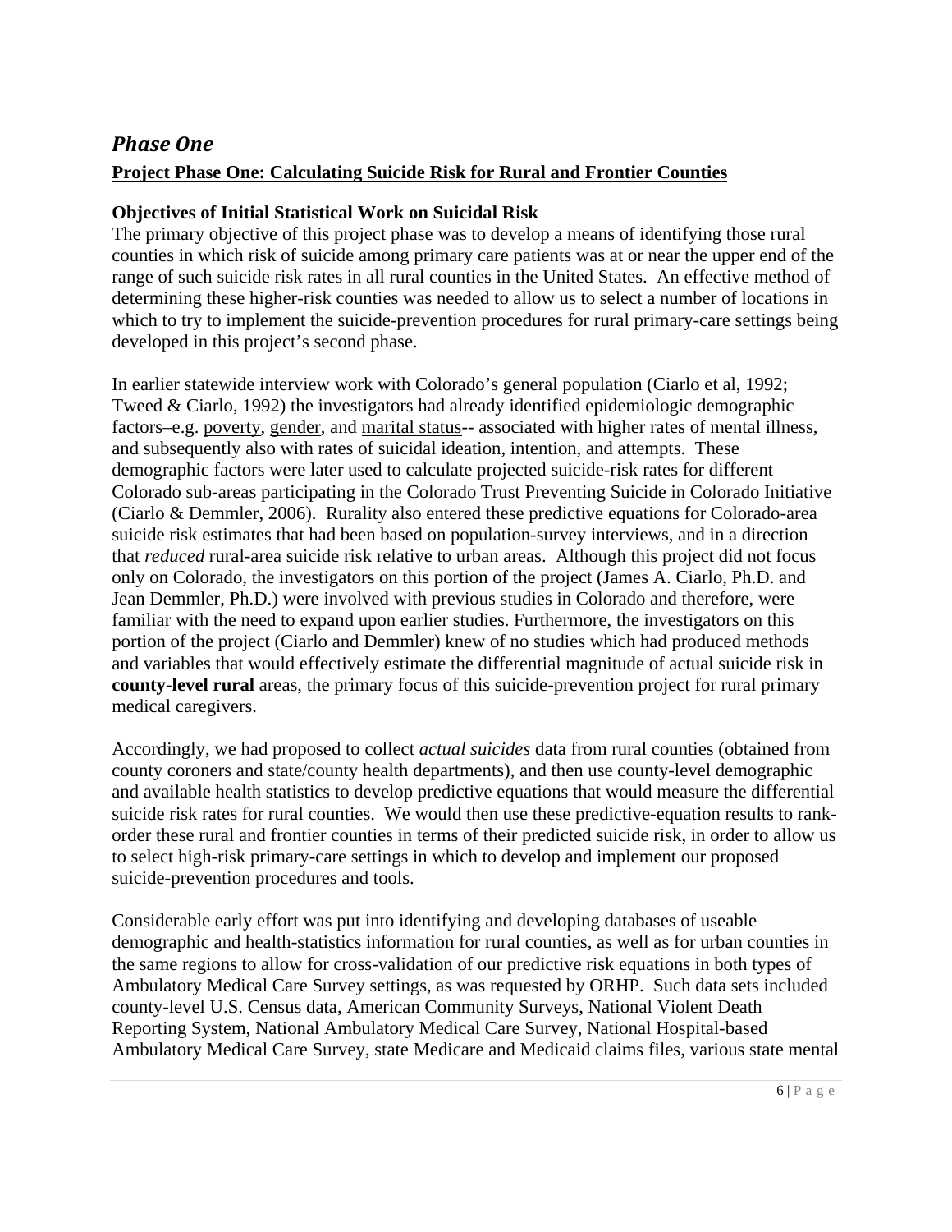## *Phase One*

**Project Phase One: Calculating Suicide Risk for Rural and Frontier Counties**

### Objectives of Initial Statistical Work on Suicidal Risk

The primary objective of this project phase was to develop a means of identifying those rural counties in which risk of suicide among primary care patients was at or near the upper end of the range of such suicide risk rates in all rural counties in the United States. An effective method of determining these higher-risk counties was needed to allow us to select a number of locations in which to try to implement the suicide-prevention procedures for rural primary-care settings being developed in this project's second phase.

In earlier statewide interview work with Colorado's general population (Ciarlo et al, 1992; Tweed & Ciarlo, 1992) the investigators had already identified epidemiologic demographic factors–e.g. poverty, gender, and marital status-- associated with higher rates of mental illness, and subsequently also with rates of suicidal ideation, intention, and attempts. These demographic factors were later used to calculate projected suicide-risk rates for different Colorado sub-areas participating in the Colorado Trust Preventing Suicide in Colorado Initiative (Ciarlo & Demmler, 2006). Rurality also entered these predictive equations for Colorado-area suicide risk estimates that had been based on population-survey interviews, and in a direction that *reduced* rural-area suicide risk relative to urban areas. Although this project did not focus only on Colorado, the investigators on this portion of the project (James A. Ciarlo, Ph.D. and Jean Demmler, Ph.D.) were involved with previous studies in Colorado and therefore, were familiar with the need to expand upon earlier studies. Furthermore, the investigators on this portion of the project (Ciarlo and Demmler) knew of no studies which had produced methods and variables that would effectively estimate the differential magnitude of actual suicide risk in **county-level rural** areas, the primary focus of this suicide-prevention project for rural primary medical caregivers.

Accordingly, we had proposed to collect *actual suicides* data from rural counties (obtained from county coroners and state/county health departments), and then use county-level demographic and available health statistics to develop predictive equations that would measure the differential suicide risk rates for rural counties. We would then use these predictive-equation results to rank-order these rural and frontier counties in terms of their predicted suicide risk, in order to allow us to select high-risk primary-care settings in which to develop and implement our proposed suicide-prevention procedures and tools.

Considerable early effort was put into identifying and developing databases of useable demographic and health-statistics information for rural counties, as well as for urban counties in the same regions to allow for cross-validation of our predictive risk equations in both types of Ambulatory Medical Care Survey settings, as was requested by ORHP. Such data sets included county-level U.S. Census data, American Community Surveys, National Violent Death Reporting System, National Ambulatory Medical Care Survey, National Hospital-based Ambulatory Medical Care Survey, state Medicare and Medicaid claims files, various state mental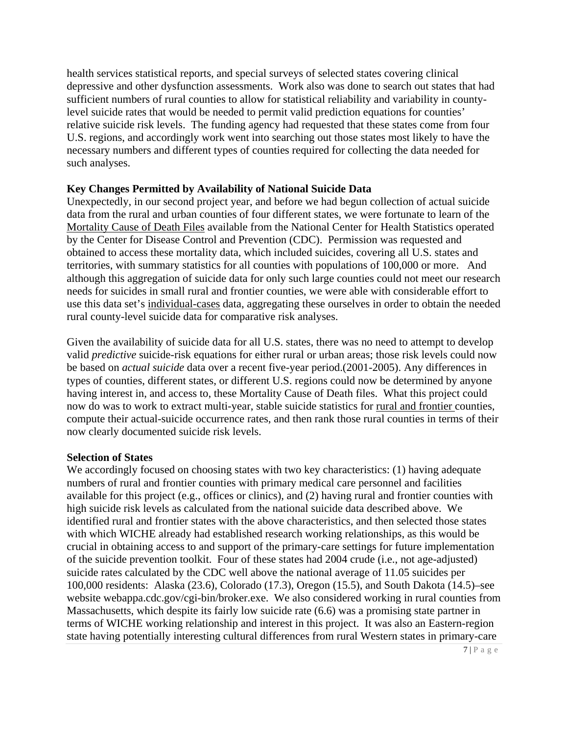health services statistical reports, and special surveys of selected states covering clinical depressive and other dysfunction assessments. Work also was done to search out states that had sufficient numbers of rural counties to allow for statistical reliability and variability in county-level suicide rates that would be needed to permit valid prediction equations for counties' relative suicide risk levels. The funding agency had requested that these states come from four U.S. regions, and accordingly work went into searching out those states most likely to have the necessary numbers and different types of counties required for collecting the data needed for such analyses.

**Key Changes Permitted by Availability of National Suicide Data**

Unexpectedly, in our second project year, and before we had begun collection of actual suicide data from the rural and urban counties of four different states, we were fortunate to learn of the Mortality Cause of Death Files available from the National Center for Health Statistics operated by the Center for Disease Control and Prevention (CDC). Permission was requested and obtained to access these mortality data, which included suicides, covering all U.S. states and territories, with summary statistics for all counties with populations of 100,000 or more. And although this aggregation of suicide data for only such large counties could not meet our research needs for suicides in small rural and frontier counties, we were able with considerable effort to use this data set's individual-cases data, aggregating these ourselves in order to obtain the needed rural county-level suicide data for comparative risk analyses.

Given the availability of suicide data for all U.S. states, there was no need to attempt to develop valid *predictive* suicide-risk equations for either rural or urban areas; those risk levels could now be based on *actual suicide* data over a recent five-year period.(2001-2005). Any differences in types of counties, different states, or different U.S. regions could now be determined by anyone having interest in, and access to, these Mortality Cause of Death files. What this project could now do was to work to extract multi-year, stable suicide statistics for rural and frontier counties, compute their actual-suicide occurrence rates, and then rank those rural counties in terms of their now clearly documented suicide risk levels.

**Selection of States**

We accordingly focused on choosing states with two key characteristics: (1) having adequate numbers of rural and frontier counties with primary medical care personnel and facilities available for this project (e.g., offices or clinics), and (2) having rural and frontier counties with high suicide risk levels as calculated from the national suicide data described above. We identified rural and frontier states with the above characteristics, and then selected those states with which WICHE already had established research working relationships, as this would be crucial in obtaining access to and support of the primary-care settings for future implementation of the suicide prevention toolkit. Four of these states had 2004 crude (i.e., not age-adjusted) suicide rates calculated by the CDC well above the national average of 11.05 suicides per 100,000 residents: Alaska (23.6), Colorado (17.3), Oregon (15.5), and South Dakota (14.5)–see website webappa.cdc.gov/cgi-bin/broker.exe. We also considered working in rural counties from Massachusetts, which despite its fairly low suicide rate (6.6) was a promising state partner in terms of WICHE working relationship and interest in this project. It was also an Eastern-region state having potentially interesting cultural differences from rural Western states in primary-care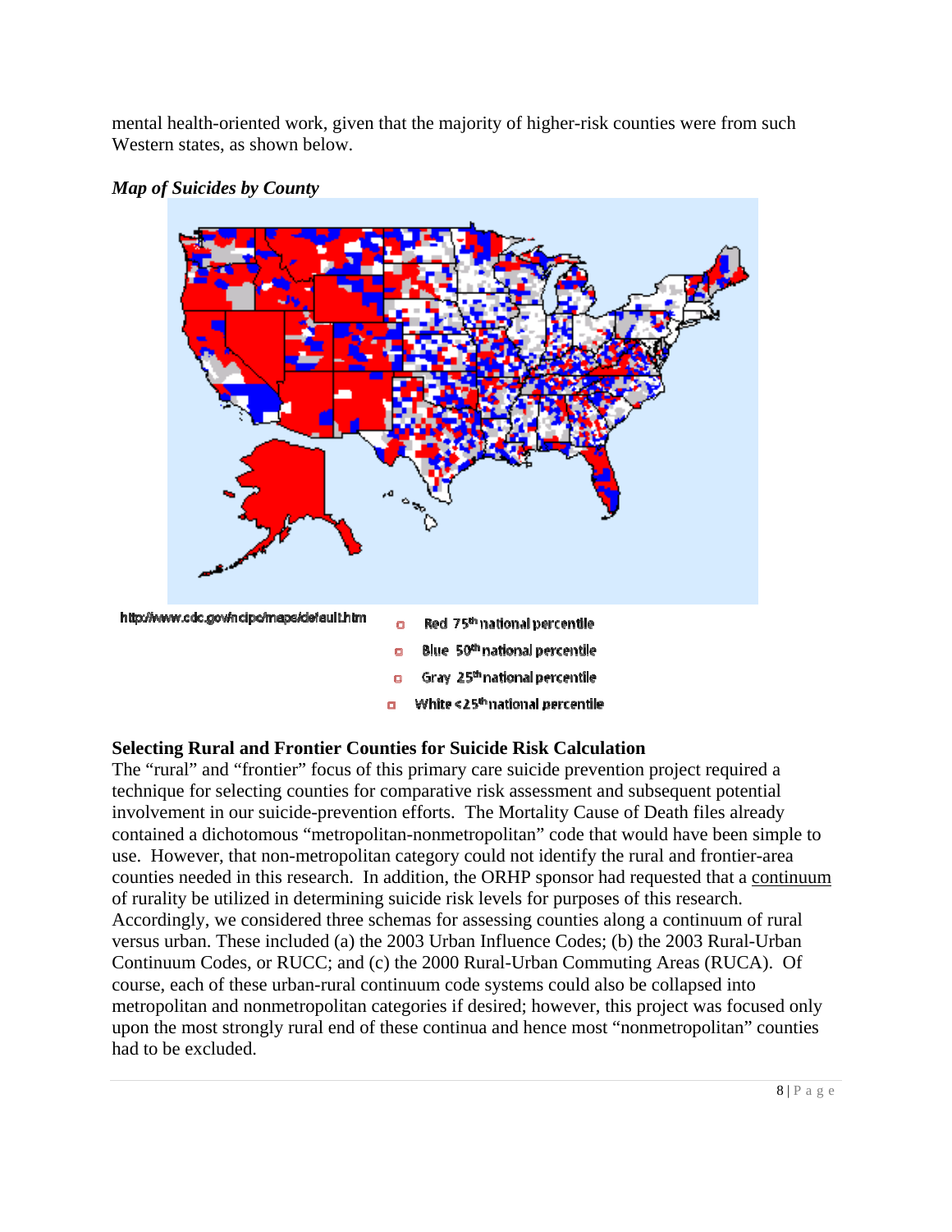mental health-oriented work, given that the majority of higher-risk counties were from such Western states, as shown below.

***Map of Suicides by County***

http://www.cdc.gov/ncipc/maps/default.htm

- Red 75th national percentile
- Blue 50th national percentile
- Gray 25th national percentile
- White <25th national percentile

**Selecting Rural and Frontier Counties for Suicide Risk Calculation**

The "rural" and "frontier" focus of this primary care suicide prevention project required a technique for selecting counties for comparative risk assessment and subsequent potential involvement in our suicide-prevention efforts. The Mortality Cause of Death files already contained a dichotomous "metropolitan-nonmetropolitan" code that would have been simple to use. However, that non-metropolitan category could not identify the rural and frontier-area counties needed in this research. In addition, the ORHP sponsor had requested that a continuum of rurality be utilized in determining suicide risk levels for purposes of this research. Accordingly, we considered three schemas for assessing counties along a continuum of rural versus urban. These included (a) the 2003 Urban Influence Codes; (b) the 2003 Rural-Urban Continuum Codes, or RUCC; and (c) the 2000 Rural-Urban Commuting Areas (RUCA). Of course, each of these urban-rural continuum code systems could also be collapsed into metropolitan and nonmetropolitan categories if desired; however, this project was focused only upon the most strongly rural end of these continua and hence most "nonmetropolitan" counties had to be excluded.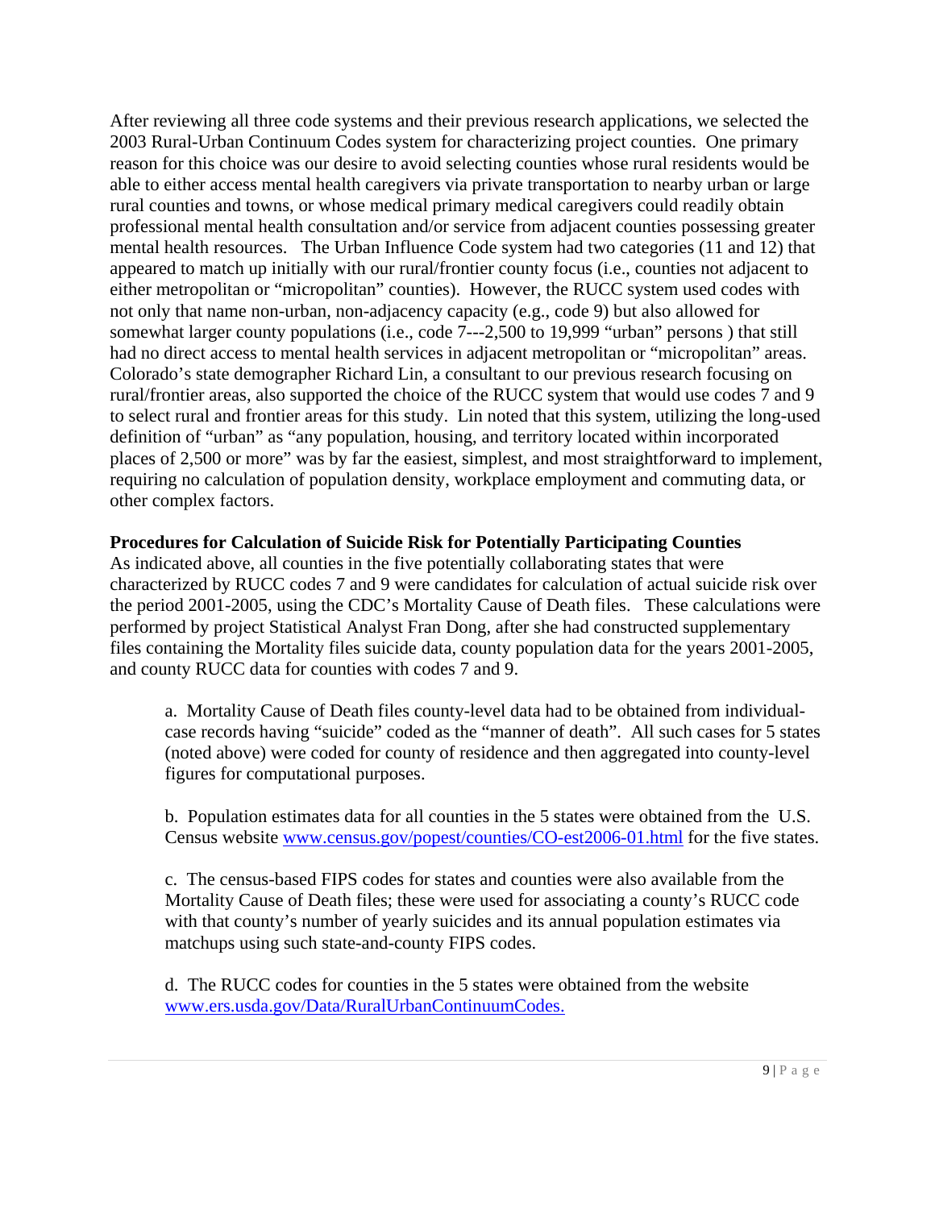After reviewing all three code systems and their previous research applications, we selected the 2003 Rural-Urban Continuum Codes system for characterizing project counties. One primary reason for this choice was our desire to avoid selecting counties whose rural residents would be able to either access mental health caregivers via private transportation to nearby urban or large rural counties and towns, or whose medical primary medical caregivers could readily obtain professional mental health consultation and/or service from adjacent counties possessing greater mental health resources. The Urban Influence Code system had two categories (11 and 12) that appeared to match up initially with our rural/frontier county focus (i.e., counties not adjacent to either metropolitan or "micropolitan" counties). However, the RUCC system used codes with not only that name non-urban, non-adjacency capacity (e.g., code 9) but also allowed for somewhat larger county populations (i.e., code 7---2,500 to 19,999 "urban" persons ) that still had no direct access to mental health services in adjacent metropolitan or "micropolitan" areas. Colorado's state demographer Richard Lin, a consultant to our previous research focusing on rural/frontier areas, also supported the choice of the RUCC system that would use codes 7 and 9 to select rural and frontier areas for this study. Lin noted that this system, utilizing the long-used definition of "urban" as "any population, housing, and territory located within incorporated places of 2,500 or more" was by far the easiest, simplest, and most straightforward to implement, requiring no calculation of population density, workplace employment and commuting data, or other complex factors.

**Procedures for Calculation of Suicide Risk for Potentially Participating Counties**

As indicated above, all counties in the five potentially collaborating states that were characterized by RUCC codes 7 and 9 were candidates for calculation of actual suicide risk over the period 2001-2005, using the CDC's Mortality Cause of Death files. These calculations were performed by project Statistical Analyst Fran Dong, after she had constructed supplementary files containing the Mortality files suicide data, county population data for the years 2001-2005, and county RUCC data for counties with codes 7 and 9.

a. Mortality Cause of Death files county-level data had to be obtained from individual-case records having "suicide" coded as the "manner of death". All such cases for 5 states (noted above) were coded for county of residence and then aggregated into county-level figures for computational purposes.

b. Population estimates data for all counties in the 5 states were obtained from the U.S. Census website [www.census.gov/popest/counties/CO-est2006-01.html](www.census.gov/popest/counties/CO-est2006-01.html) for the five states.

c. The census-based FIPS codes for states and counties were also available from the Mortality Cause of Death files; these were used for associating a county's RUCC code with that county's number of yearly suicides and its annual population estimates via matchups using such state-and-county FIPS codes.

d. The RUCC codes for counties in the 5 states were obtained from the website [www.ers.usda.gov/Data/RuralUrbanContinuumCodes.](www.ers.usda.gov/Data/RuralUrbanContinuumCodes)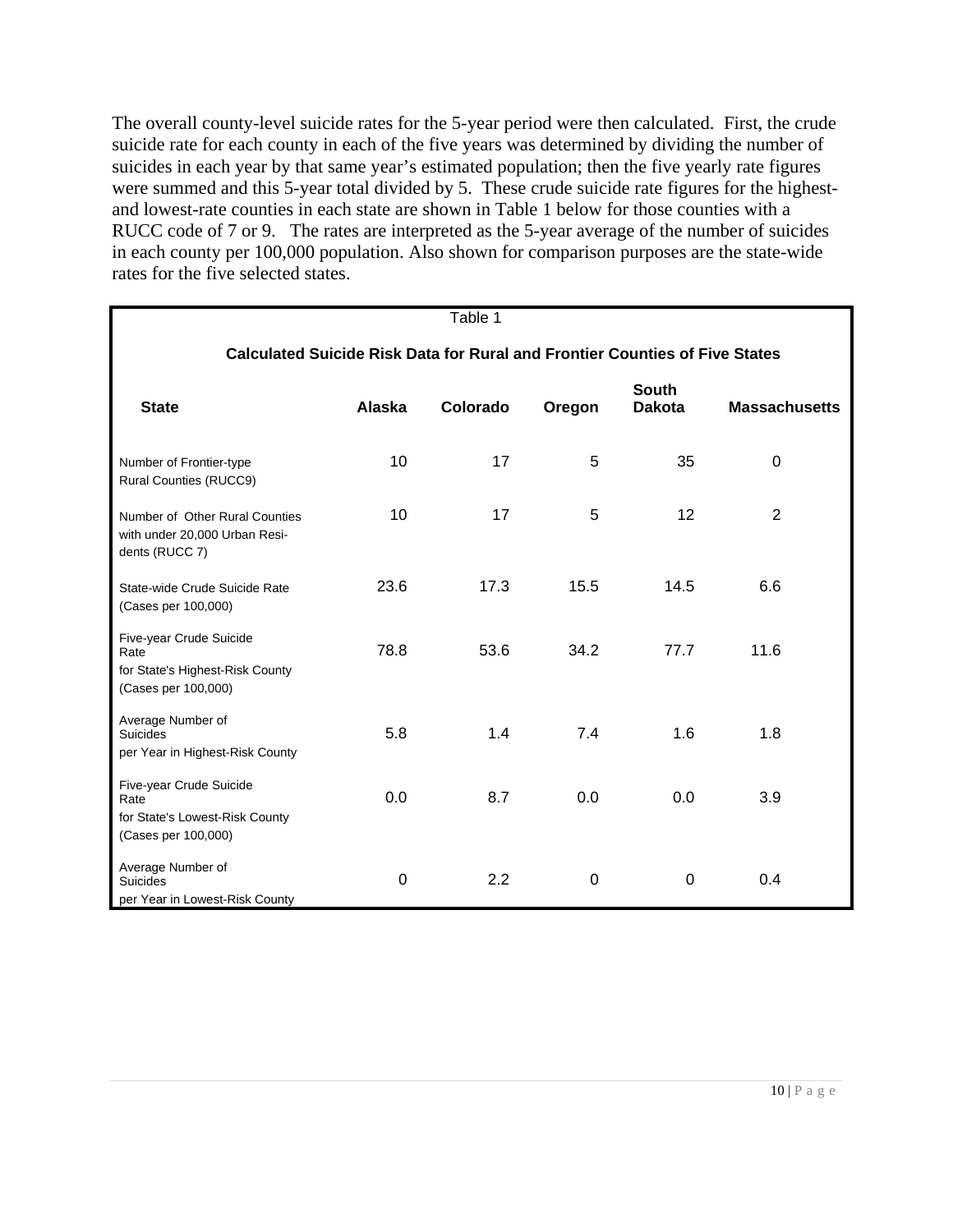The overall county-level suicide rates for the 5-year period were then calculated. First, the crude suicide rate for each county in each of the five years was determined by dividing the number of suicides in each year by that same year's estimated population; then the five yearly rate figures were summed and this 5-year total divided by 5. These crude suicide rate figures for the highest- and lowest-rate counties in each state are shown in Table 1 below for those counties with a RUCC code of 7 or 9. The rates are interpreted as the 5-year average of the number of suicides in each county per 100,000 population. Also shown for comparison purposes are the state-wide rates for the five selected states.

Table 1

**Calculated Suicide Risk Data for Rural and Frontier Counties of Five States**

| State | Alaska | Colorado | Oregon | South Dakota | Massachusetts |
|---|---|---|---|---|---|
| Number of Frontier-type Rural Counties (RUCC9) | 10 | 17 | 5 | 35 | 0 |
| Number of Other Rural Counties with under 20,000 Urban Residents (RUCC 7) | 10 | 17 | 5 | 12 | 2 |
| State-wide Crude Suicide Rate (Cases per 100,000) | 23.6 | 17.3 | 15.5 | 14.5 | 6.6 |
| Five-year Crude Suicide Rate for State's Highest-Risk County (Cases per 100,000) | 78.8 | 53.6 | 34.2 | 77.7 | 11.6 |
| Average Number of Suicides per Year in Highest-Risk County | 5.8 | 1.4 | 7.4 | 1.6 | 1.8 |
| Five-year Crude Suicide Rate for State's Lowest-Risk County (Cases per 100,000) | 0.0 | 8.7 | 0.0 | 0.0 | 3.9 |
| Average Number of Suicides per Year in Lowest-Risk County | 0 | 2.2 | 0 | 0 | 0.4 |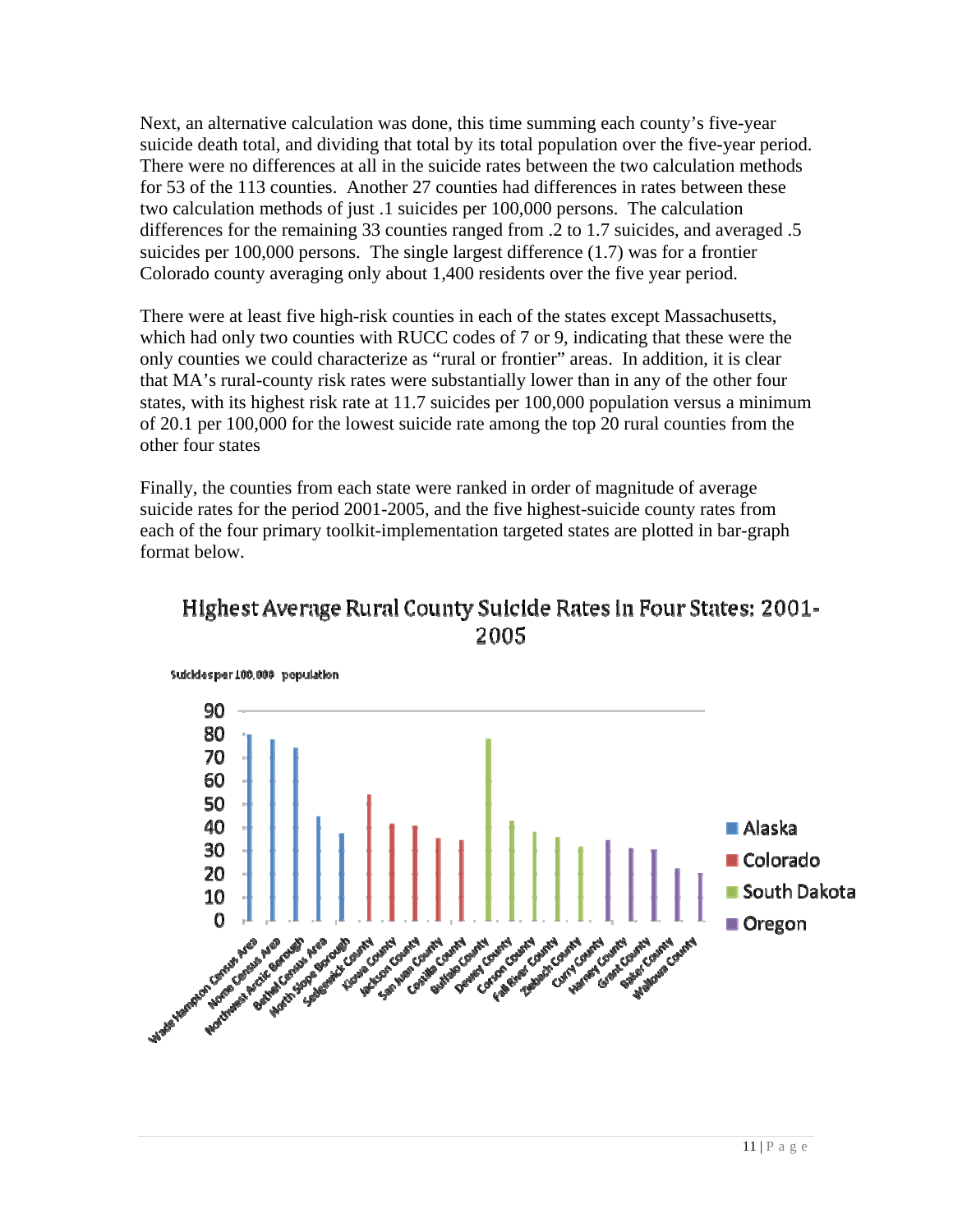Next, an alternative calculation was done, this time summing each county's five-year suicide death total, and dividing that total by its total population over the five-year period. There were no differences at all in the suicide rates between the two calculation methods for 53 of the 113 counties. Another 27 counties had differences in rates between these two calculation methods of just .1 suicides per 100,000 persons. The calculation differences for the remaining 33 counties ranged from .2 to 1.7 suicides, and averaged .5 suicides per 100,000 persons. The single largest difference (1.7) was for a frontier Colorado county averaging only about 1,400 residents over the five year period.

There were at least five high-risk counties in each of the states except Massachusetts, which had only two counties with RUCC codes of 7 or 9, indicating that these were the only counties we could characterize as "rural or frontier" areas. In addition, it is clear that MA's rural-county risk rates were substantially lower than in any of the other four states, with its highest risk rate at 11.7 suicides per 100,000 population versus a minimum of 20.1 per 100,000 for the lowest suicide rate among the top 20 rural counties from the other four states

Finally, the counties from each state were ranked in order of magnitude of average suicide rates for the period 2001-2005, and the five highest-suicide county rates from each of the four primary toolkit-implementation targeted states are plotted in bar-graph format below.

## Highest Average Rural County Suicide Rates In Four States: 2001-2005

Suicides per 100,000 population

| County | State | Approx. rate |
|---|---|---|
| Wade Hampton Census Area | Alaska | 80 |
| Nome Census Area | Alaska | 78 |
| Northwest Arctic Borough | Alaska | 74 |
| Bethel Census Area | Alaska | 45 |
| North Slope Borough | Alaska | 37 |
| Sedgewick County | Colorado | 54 |
| Kiowa County | Colorado | 41 |
| Jackson County | Colorado | 40 |
| San Juan County | Colorado | 35 |
| Costilla County | Colorado | 34 |
| Buffalo County | South Dakota | 78 |
| Dewey County | South Dakota | 43 |
| Corson County | South Dakota | 38 |
| Fall River County | South Dakota | 36 |
| Ziebach County | South Dakota | 31 |
| Curry County | Oregon | 35 |
| Harney County | Oregon | 31 |
| Grant County | Oregon | 30 |
| Baker County | Oregon | 22 |
| Wallowa County | Oregon | 20 |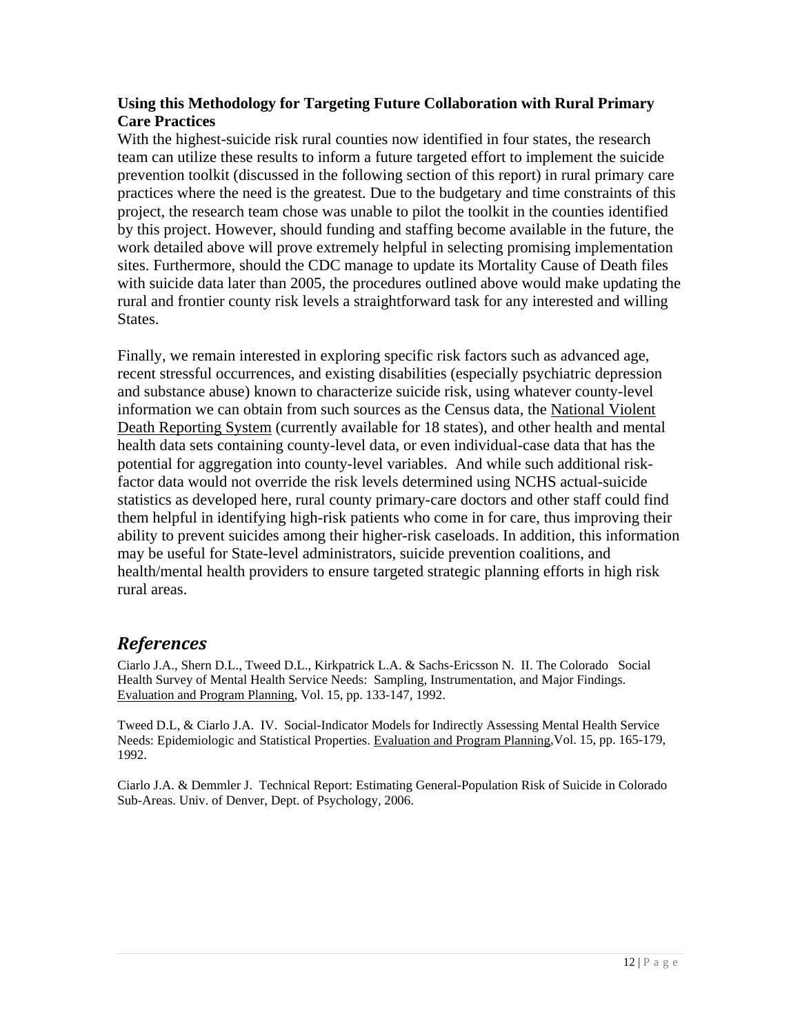**Using this Methodology for Targeting Future Collaboration with Rural Primary Care Practices**

With the highest-suicide risk rural counties now identified in four states, the research team can utilize these results to inform a future targeted effort to implement the suicide prevention toolkit (discussed in the following section of this report) in rural primary care practices where the need is the greatest. Due to the budgetary and time constraints of this project, the research team chose was unable to pilot the toolkit in the counties identified by this project. However, should funding and staffing become available in the future, the work detailed above will prove extremely helpful in selecting promising implementation sites. Furthermore, should the CDC manage to update its Mortality Cause of Death files with suicide data later than 2005, the procedures outlined above would make updating the rural and frontier county risk levels a straightforward task for any interested and willing States.

Finally, we remain interested in exploring specific risk factors such as advanced age, recent stressful occurrences, and existing disabilities (especially psychiatric depression and substance abuse) known to characterize suicide risk, using whatever county-level information we can obtain from such sources as the Census data, the National Violent Death Reporting System (currently available for 18 states), and other health and mental health data sets containing county-level data, or even individual-case data that has the potential for aggregation into county-level variables. And while such additional risk-factor data would not override the risk levels determined using NCHS actual-suicide statistics as developed here, rural county primary-care doctors and other staff could find them helpful in identifying high-risk patients who come in for care, thus improving their ability to prevent suicides among their higher-risk caseloads. In addition, this information may be useful for State-level administrators, suicide prevention coalitions, and health/mental health providers to ensure targeted strategic planning efforts in high risk rural areas.

## *References*

Ciarlo J.A., Shern D.L., Tweed D.L., Kirkpatrick L.A. & Sachs-Ericsson N. II. The Colorado Social Health Survey of Mental Health Service Needs: Sampling, Instrumentation, and Major Findings. Evaluation and Program Planning, Vol. 15, pp. 133-147, 1992.

Tweed D.L, & Ciarlo J.A. IV. Social-Indicator Models for Indirectly Assessing Mental Health Service Needs: Epidemiologic and Statistical Properties. Evaluation and Program Planning, Vol. 15, pp. 165-179, 1992.

Ciarlo J.A. & Demmler J. Technical Report: Estimating General-Population Risk of Suicide in Colorado Sub-Areas. Univ. of Denver, Dept. of Psychology, 2006.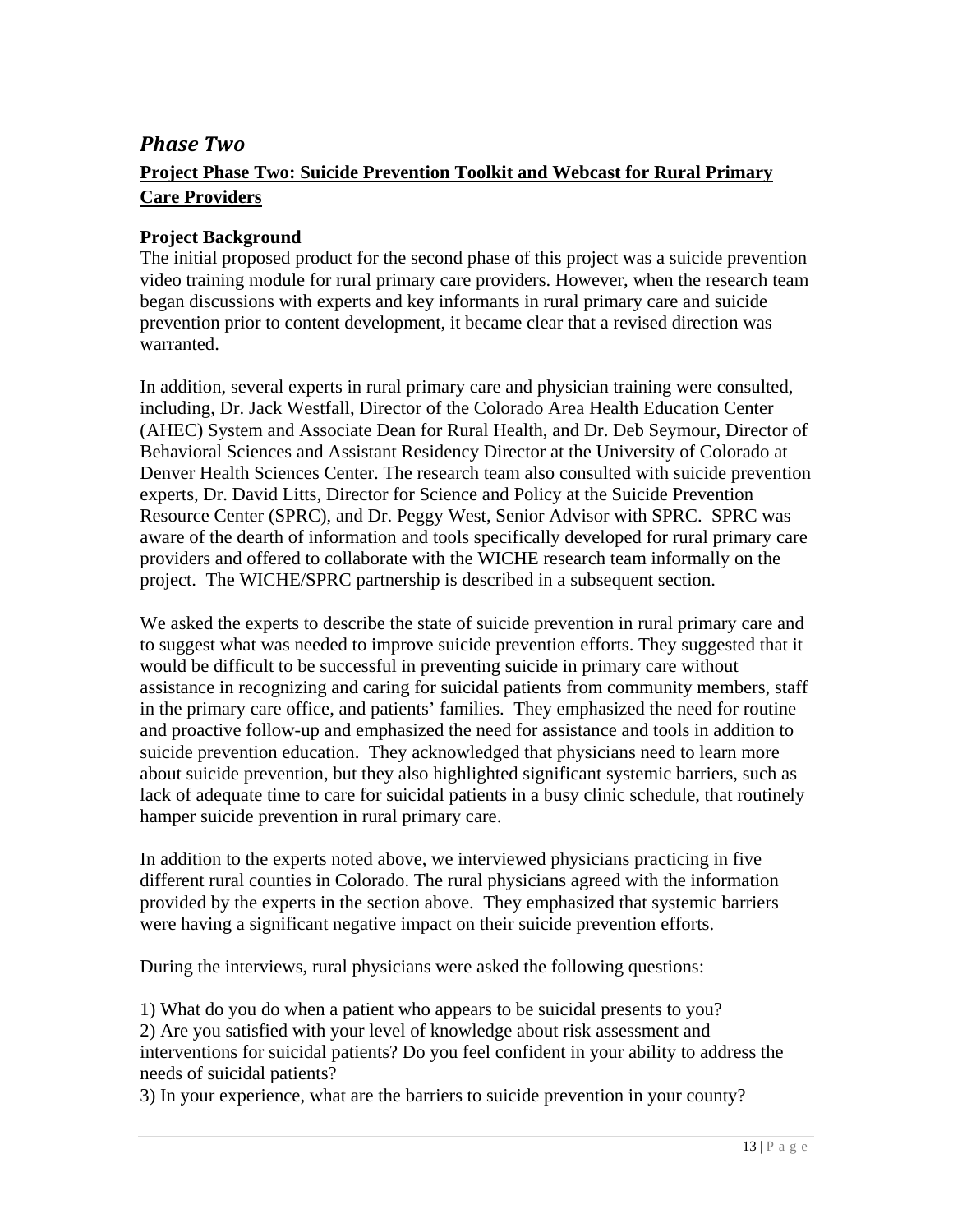## *Phase Two*

### Project Phase Two: Suicide Prevention Toolkit and Webcast for Rural Primary Care Providers

**Project Background**

The initial proposed product for the second phase of this project was a suicide prevention video training module for rural primary care providers. However, when the research team began discussions with experts and key informants in rural primary care and suicide prevention prior to content development, it became clear that a revised direction was warranted.

In addition, several experts in rural primary care and physician training were consulted, including, Dr. Jack Westfall, Director of the Colorado Area Health Education Center (AHEC) System and Associate Dean for Rural Health, and Dr. Deb Seymour, Director of Behavioral Sciences and Assistant Residency Director at the University of Colorado at Denver Health Sciences Center. The research team also consulted with suicide prevention experts, Dr. David Litts, Director for Science and Policy at the Suicide Prevention Resource Center (SPRC), and Dr. Peggy West, Senior Advisor with SPRC. SPRC was aware of the dearth of information and tools specifically developed for rural primary care providers and offered to collaborate with the WICHE research team informally on the project. The WICHE/SPRC partnership is described in a subsequent section.

We asked the experts to describe the state of suicide prevention in rural primary care and to suggest what was needed to improve suicide prevention efforts. They suggested that it would be difficult to be successful in preventing suicide in primary care without assistance in recognizing and caring for suicidal patients from community members, staff in the primary care office, and patients' families. They emphasized the need for routine and proactive follow-up and emphasized the need for assistance and tools in addition to suicide prevention education. They acknowledged that physicians need to learn more about suicide prevention, but they also highlighted significant systemic barriers, such as lack of adequate time to care for suicidal patients in a busy clinic schedule, that routinely hamper suicide prevention in rural primary care.

In addition to the experts noted above, we interviewed physicians practicing in five different rural counties in Colorado. The rural physicians agreed with the information provided by the experts in the section above. They emphasized that systemic barriers were having a significant negative impact on their suicide prevention efforts.

During the interviews, rural physicians were asked the following questions:

1) What do you do when a patient who appears to be suicidal presents to you?
2) Are you satisfied with your level of knowledge about risk assessment and interventions for suicidal patients? Do you feel confident in your ability to address the needs of suicidal patients?
3) In your experience, what are the barriers to suicide prevention in your county?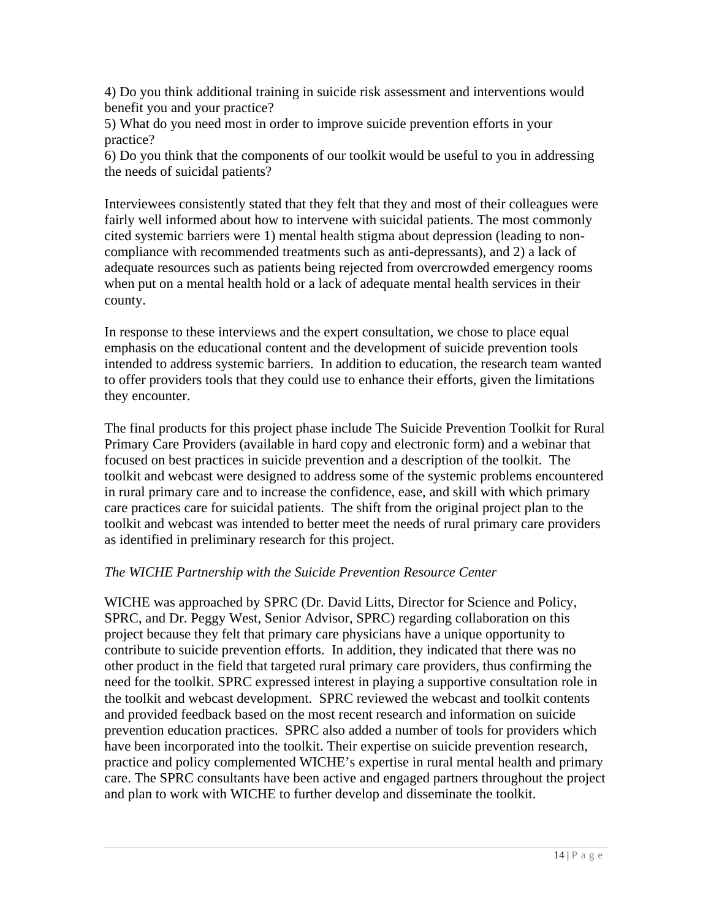4) Do you think additional training in suicide risk assessment and interventions would benefit you and your practice?
5) What do you need most in order to improve suicide prevention efforts in your practice?
6) Do you think that the components of our toolkit would be useful to you in addressing the needs of suicidal patients?

Interviewees consistently stated that they felt that they and most of their colleagues were fairly well informed about how to intervene with suicidal patients. The most commonly cited systemic barriers were 1) mental health stigma about depression (leading to non-compliance with recommended treatments such as anti-depressants), and 2) a lack of adequate resources such as patients being rejected from overcrowded emergency rooms when put on a mental health hold or a lack of adequate mental health services in their county.

In response to these interviews and the expert consultation, we chose to place equal emphasis on the educational content and the development of suicide prevention tools intended to address systemic barriers. In addition to education, the research team wanted to offer providers tools that they could use to enhance their efforts, given the limitations they encounter.

The final products for this project phase include The Suicide Prevention Toolkit for Rural Primary Care Providers (available in hard copy and electronic form) and a webinar that focused on best practices in suicide prevention and a description of the toolkit. The toolkit and webcast were designed to address some of the systemic problems encountered in rural primary care and to increase the confidence, ease, and skill with which primary care practices care for suicidal patients. The shift from the original project plan to the toolkit and webcast was intended to better meet the needs of rural primary care providers as identified in preliminary research for this project.

*The WICHE Partnership with the Suicide Prevention Resource Center*

WICHE was approached by SPRC (Dr. David Litts, Director for Science and Policy, SPRC, and Dr. Peggy West, Senior Advisor, SPRC) regarding collaboration on this project because they felt that primary care physicians have a unique opportunity to contribute to suicide prevention efforts. In addition, they indicated that there was no other product in the field that targeted rural primary care providers, thus confirming the need for the toolkit. SPRC expressed interest in playing a supportive consultation role in the toolkit and webcast development. SPRC reviewed the webcast and toolkit contents and provided feedback based on the most recent research and information on suicide prevention education practices. SPRC also added a number of tools for providers which have been incorporated into the toolkit. Their expertise on suicide prevention research, practice and policy complemented WICHE's expertise in rural mental health and primary care. The SPRC consultants have been active and engaged partners throughout the project and plan to work with WICHE to further develop and disseminate the toolkit.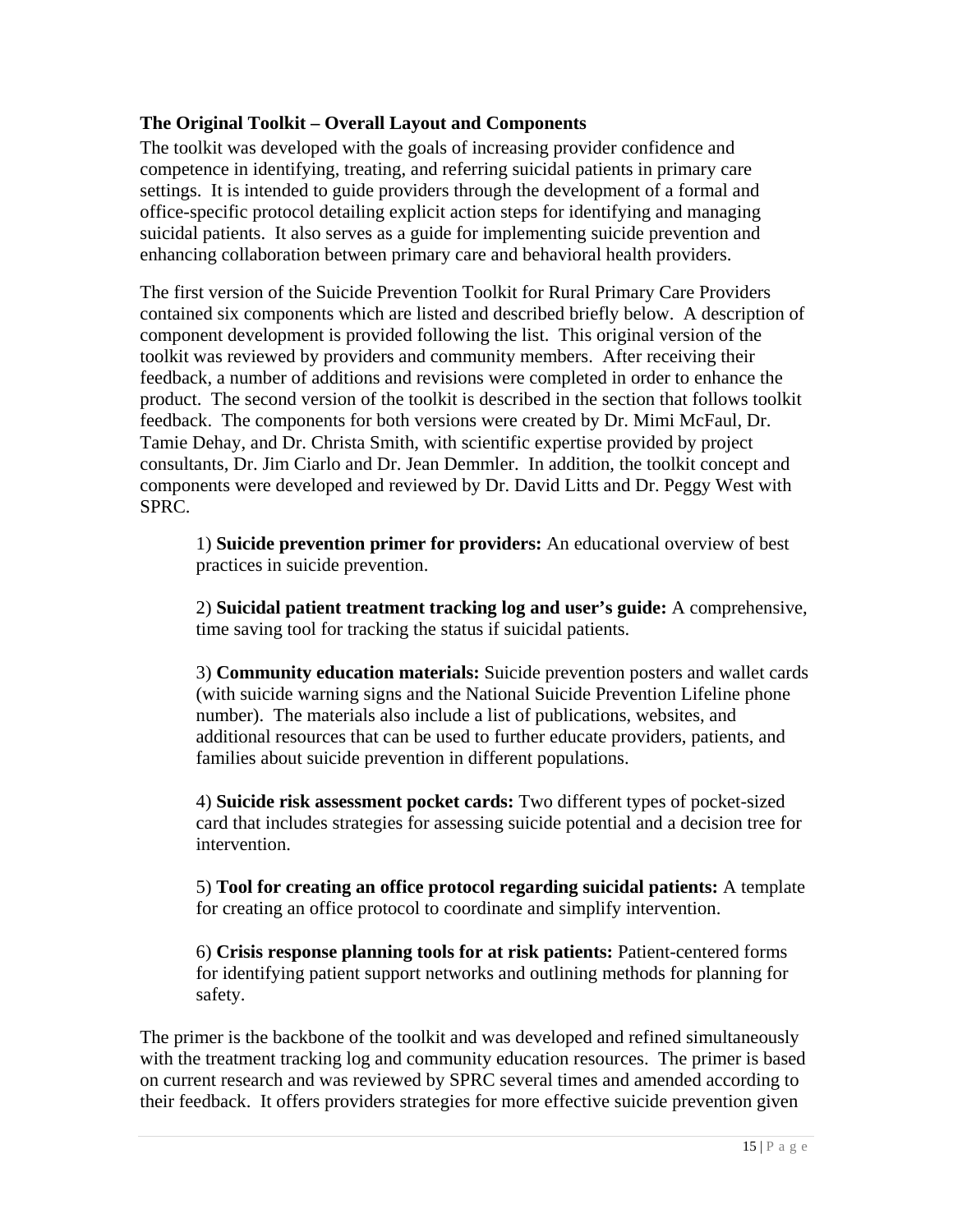**The Original Toolkit – Overall Layout and Components**

The toolkit was developed with the goals of increasing provider confidence and competence in identifying, treating, and referring suicidal patients in primary care settings. It is intended to guide providers through the development of a formal and office-specific protocol detailing explicit action steps for identifying and managing suicidal patients. It also serves as a guide for implementing suicide prevention and enhancing collaboration between primary care and behavioral health providers.

The first version of the Suicide Prevention Toolkit for Rural Primary Care Providers contained six components which are listed and described briefly below. A description of component development is provided following the list. This original version of the toolkit was reviewed by providers and community members. After receiving their feedback, a number of additions and revisions were completed in order to enhance the product. The second version of the toolkit is described in the section that follows toolkit feedback. The components for both versions were created by Dr. Mimi McFaul, Dr. Tamie Dehay, and Dr. Christa Smith, with scientific expertise provided by project consultants, Dr. Jim Ciarlo and Dr. Jean Demmler. In addition, the toolkit concept and components were developed and reviewed by Dr. David Litts and Dr. Peggy West with SPRC.

1) **Suicide prevention primer for providers:** An educational overview of best practices in suicide prevention.

2) **Suicidal patient treatment tracking log and user's guide:** A comprehensive, time saving tool for tracking the status if suicidal patients.

3) **Community education materials:** Suicide prevention posters and wallet cards (with suicide warning signs and the National Suicide Prevention Lifeline phone number). The materials also include a list of publications, websites, and additional resources that can be used to further educate providers, patients, and families about suicide prevention in different populations.

4) **Suicide risk assessment pocket cards:** Two different types of pocket-sized card that includes strategies for assessing suicide potential and a decision tree for intervention.

5) **Tool for creating an office protocol regarding suicidal patients:** A template for creating an office protocol to coordinate and simplify intervention.

6) **Crisis response planning tools for at risk patients:** Patient-centered forms for identifying patient support networks and outlining methods for planning for safety.

The primer is the backbone of the toolkit and was developed and refined simultaneously with the treatment tracking log and community education resources. The primer is based on current research and was reviewed by SPRC several times and amended according to their feedback. It offers providers strategies for more effective suicide prevention given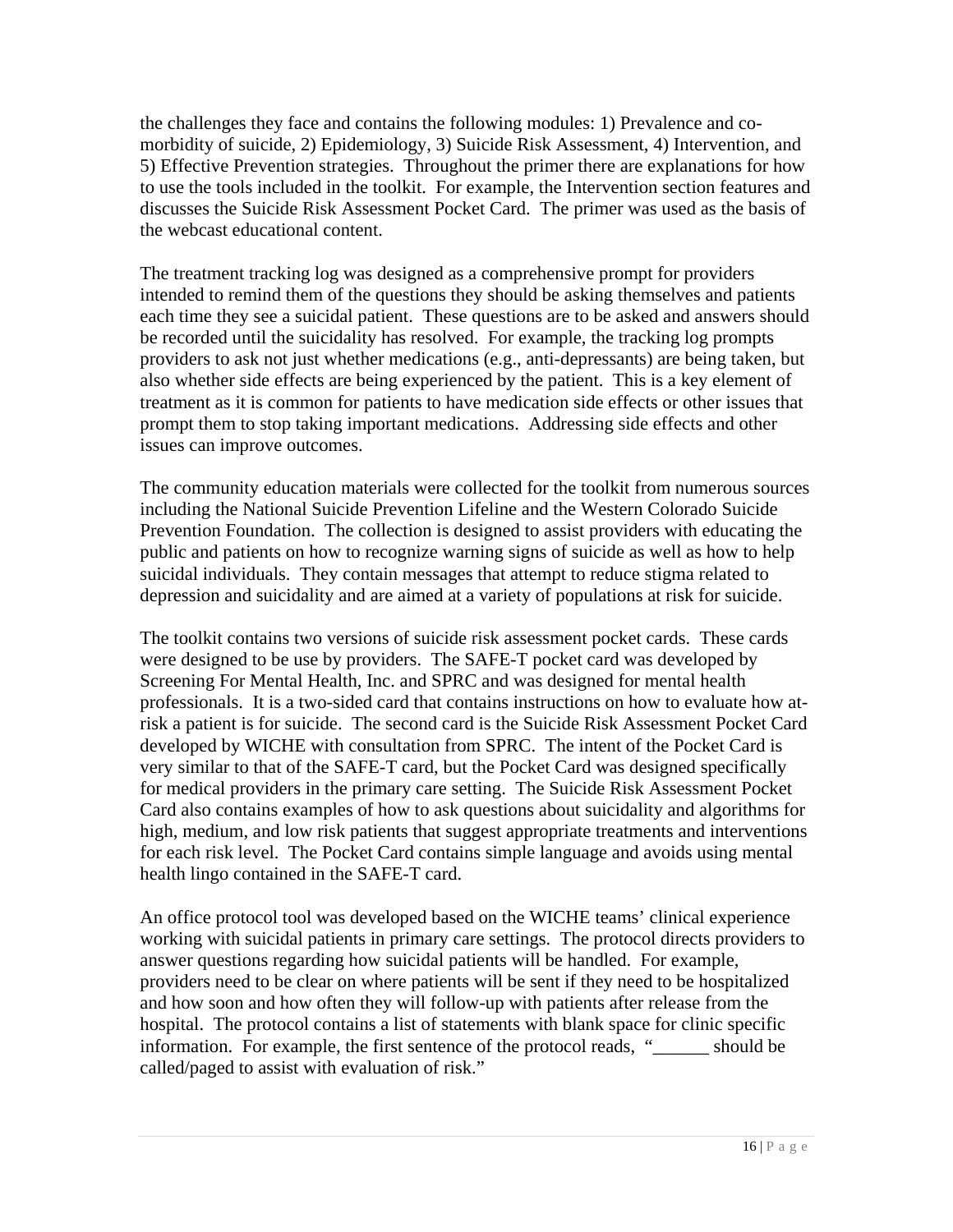the challenges they face and contains the following modules: 1) Prevalence and co-morbidity of suicide, 2) Epidemiology, 3) Suicide Risk Assessment, 4) Intervention, and 5) Effective Prevention strategies. Throughout the primer there are explanations for how to use the tools included in the toolkit. For example, the Intervention section features and discusses the Suicide Risk Assessment Pocket Card. The primer was used as the basis of the webcast educational content.

The treatment tracking log was designed as a comprehensive prompt for providers intended to remind them of the questions they should be asking themselves and patients each time they see a suicidal patient. These questions are to be asked and answers should be recorded until the suicidality has resolved. For example, the tracking log prompts providers to ask not just whether medications (e.g., anti-depressants) are being taken, but also whether side effects are being experienced by the patient. This is a key element of treatment as it is common for patients to have medication side effects or other issues that prompt them to stop taking important medications. Addressing side effects and other issues can improve outcomes.

The community education materials were collected for the toolkit from numerous sources including the National Suicide Prevention Lifeline and the Western Colorado Suicide Prevention Foundation. The collection is designed to assist providers with educating the public and patients on how to recognize warning signs of suicide as well as how to help suicidal individuals. They contain messages that attempt to reduce stigma related to depression and suicidality and are aimed at a variety of populations at risk for suicide.

The toolkit contains two versions of suicide risk assessment pocket cards. These cards were designed to be use by providers. The SAFE-T pocket card was developed by Screening For Mental Health, Inc. and SPRC and was designed for mental health professionals. It is a two-sided card that contains instructions on how to evaluate how at-risk a patient is for suicide. The second card is the Suicide Risk Assessment Pocket Card developed by WICHE with consultation from SPRC. The intent of the Pocket Card is very similar to that of the SAFE-T card, but the Pocket Card was designed specifically for medical providers in the primary care setting. The Suicide Risk Assessment Pocket Card also contains examples of how to ask questions about suicidality and algorithms for high, medium, and low risk patients that suggest appropriate treatments and interventions for each risk level. The Pocket Card contains simple language and avoids using mental health lingo contained in the SAFE-T card.

An office protocol tool was developed based on the WICHE teams' clinical experience working with suicidal patients in primary care settings. The protocol directs providers to answer questions regarding how suicidal patients will be handled. For example, providers need to be clear on where patients will be sent if they need to be hospitalized and how soon and how often they will follow-up with patients after release from the hospital. The protocol contains a list of statements with blank space for clinic specific information. For example, the first sentence of the protocol reads, "______ should be called/paged to assist with evaluation of risk."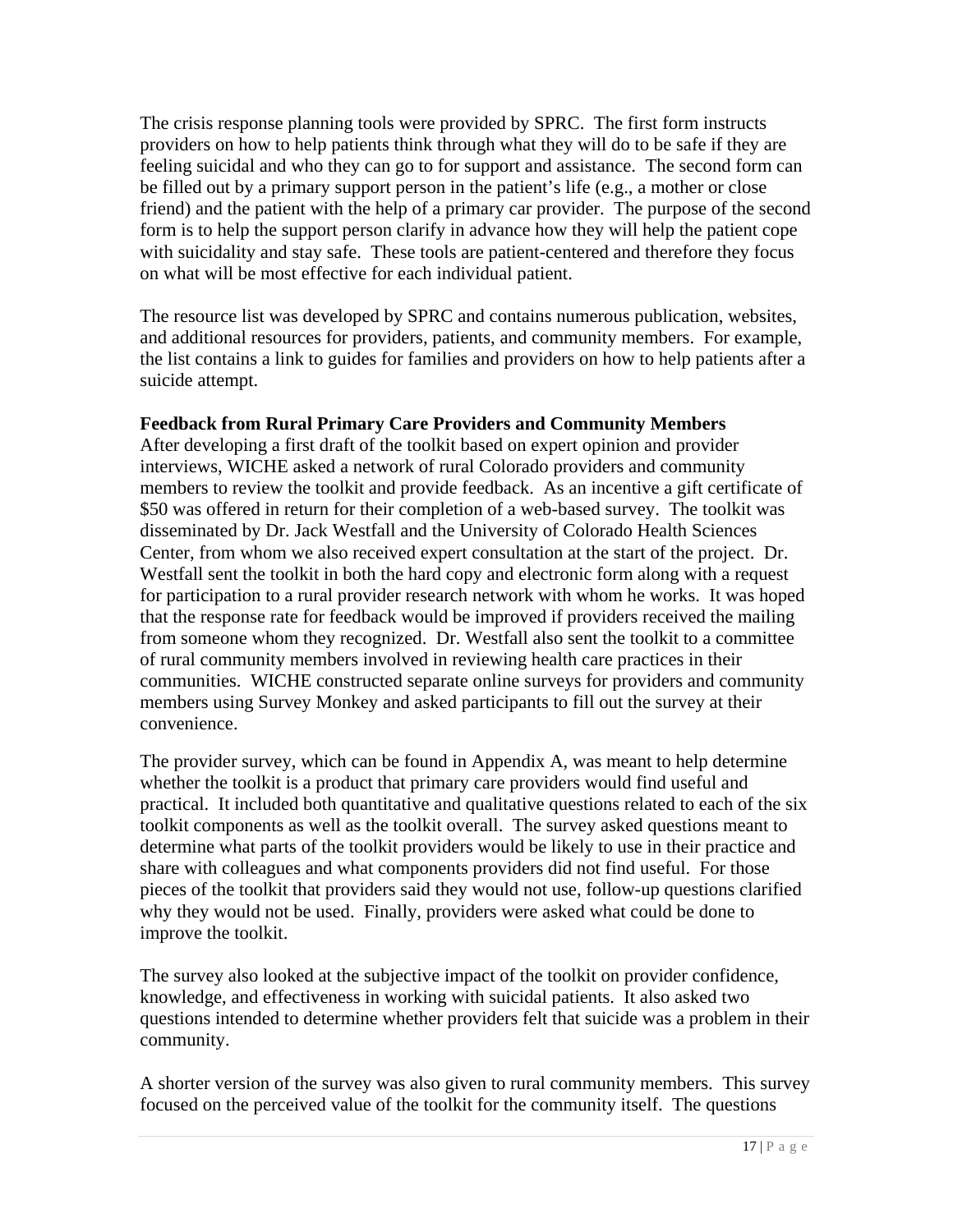The crisis response planning tools were provided by SPRC. The first form instructs providers on how to help patients think through what they will do to be safe if they are feeling suicidal and who they can go to for support and assistance. The second form can be filled out by a primary support person in the patient's life (e.g., a mother or close friend) and the patient with the help of a primary car provider. The purpose of the second form is to help the support person clarify in advance how they will help the patient cope with suicidality and stay safe. These tools are patient-centered and therefore they focus on what will be most effective for each individual patient.

The resource list was developed by SPRC and contains numerous publication, websites, and additional resources for providers, patients, and community members. For example, the list contains a link to guides for families and providers on how to help patients after a suicide attempt.

**Feedback from Rural Primary Care Providers and Community Members**

After developing a first draft of the toolkit based on expert opinion and provider interviews, WICHE asked a network of rural Colorado providers and community members to review the toolkit and provide feedback. As an incentive a gift certificate of $50 was offered in return for their completion of a web-based survey. The toolkit was disseminated by Dr. Jack Westfall and the University of Colorado Health Sciences Center, from whom we also received expert consultation at the start of the project. Dr. Westfall sent the toolkit in both the hard copy and electronic form along with a request for participation to a rural provider research network with whom he works. It was hoped that the response rate for feedback would be improved if providers received the mailing from someone whom they recognized. Dr. Westfall also sent the toolkit to a committee of rural community members involved in reviewing health care practices in their communities. WICHE constructed separate online surveys for providers and community members using Survey Monkey and asked participants to fill out the survey at their convenience.

The provider survey, which can be found in Appendix A, was meant to help determine whether the toolkit is a product that primary care providers would find useful and practical. It included both quantitative and qualitative questions related to each of the six toolkit components as well as the toolkit overall. The survey asked questions meant to determine what parts of the toolkit providers would be likely to use in their practice and share with colleagues and what components providers did not find useful. For those pieces of the toolkit that providers said they would not use, follow-up questions clarified why they would not be used. Finally, providers were asked what could be done to improve the toolkit.

The survey also looked at the subjective impact of the toolkit on provider confidence, knowledge, and effectiveness in working with suicidal patients. It also asked two questions intended to determine whether providers felt that suicide was a problem in their community.

A shorter version of the survey was also given to rural community members. This survey focused on the perceived value of the toolkit for the community itself. The questions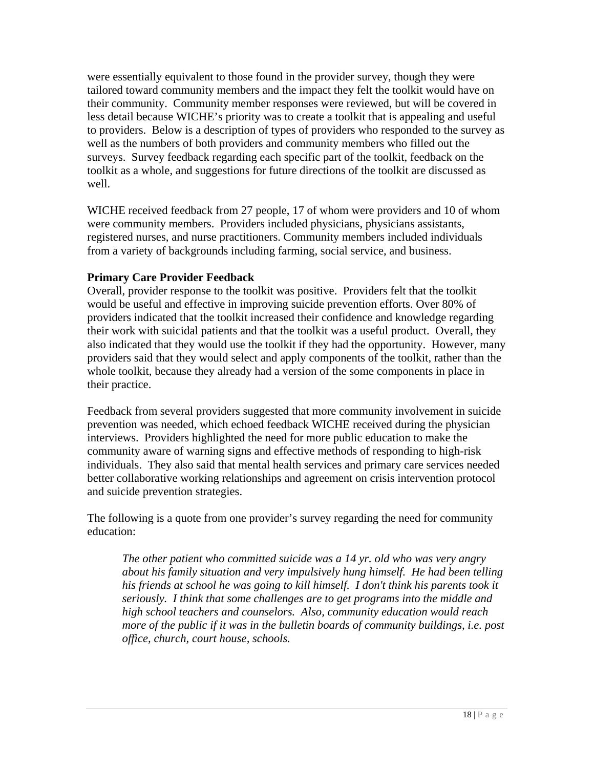were essentially equivalent to those found in the provider survey, though they were tailored toward community members and the impact they felt the toolkit would have on their community. Community member responses were reviewed, but will be covered in less detail because WICHE's priority was to create a toolkit that is appealing and useful to providers. Below is a description of types of providers who responded to the survey as well as the numbers of both providers and community members who filled out the surveys. Survey feedback regarding each specific part of the toolkit, feedback on the toolkit as a whole, and suggestions for future directions of the toolkit are discussed as well.

WICHE received feedback from 27 people, 17 of whom were providers and 10 of whom were community members. Providers included physicians, physicians assistants, registered nurses, and nurse practitioners. Community members included individuals from a variety of backgrounds including farming, social service, and business.

**Primary Care Provider Feedback**

Overall, provider response to the toolkit was positive. Providers felt that the toolkit would be useful and effective in improving suicide prevention efforts. Over 80% of providers indicated that the toolkit increased their confidence and knowledge regarding their work with suicidal patients and that the toolkit was a useful product. Overall, they also indicated that they would use the toolkit if they had the opportunity. However, many providers said that they would select and apply components of the toolkit, rather than the whole toolkit, because they already had a version of the some components in place in their practice.

Feedback from several providers suggested that more community involvement in suicide prevention was needed, which echoed feedback WICHE received during the physician interviews. Providers highlighted the need for more public education to make the community aware of warning signs and effective methods of responding to high-risk individuals. They also said that mental health services and primary care services needed better collaborative working relationships and agreement on crisis intervention protocol and suicide prevention strategies.

The following is a quote from one provider's survey regarding the need for community education:

> *The other patient who committed suicide was a 14 yr. old who was very angry about his family situation and very impulsively hung himself. He had been telling his friends at school he was going to kill himself. I don't think his parents took it seriously. I think that some challenges are to get programs into the middle and high school teachers and counselors. Also, community education would reach more of the public if it was in the bulletin boards of community buildings, i.e. post office, church, court house, schools.*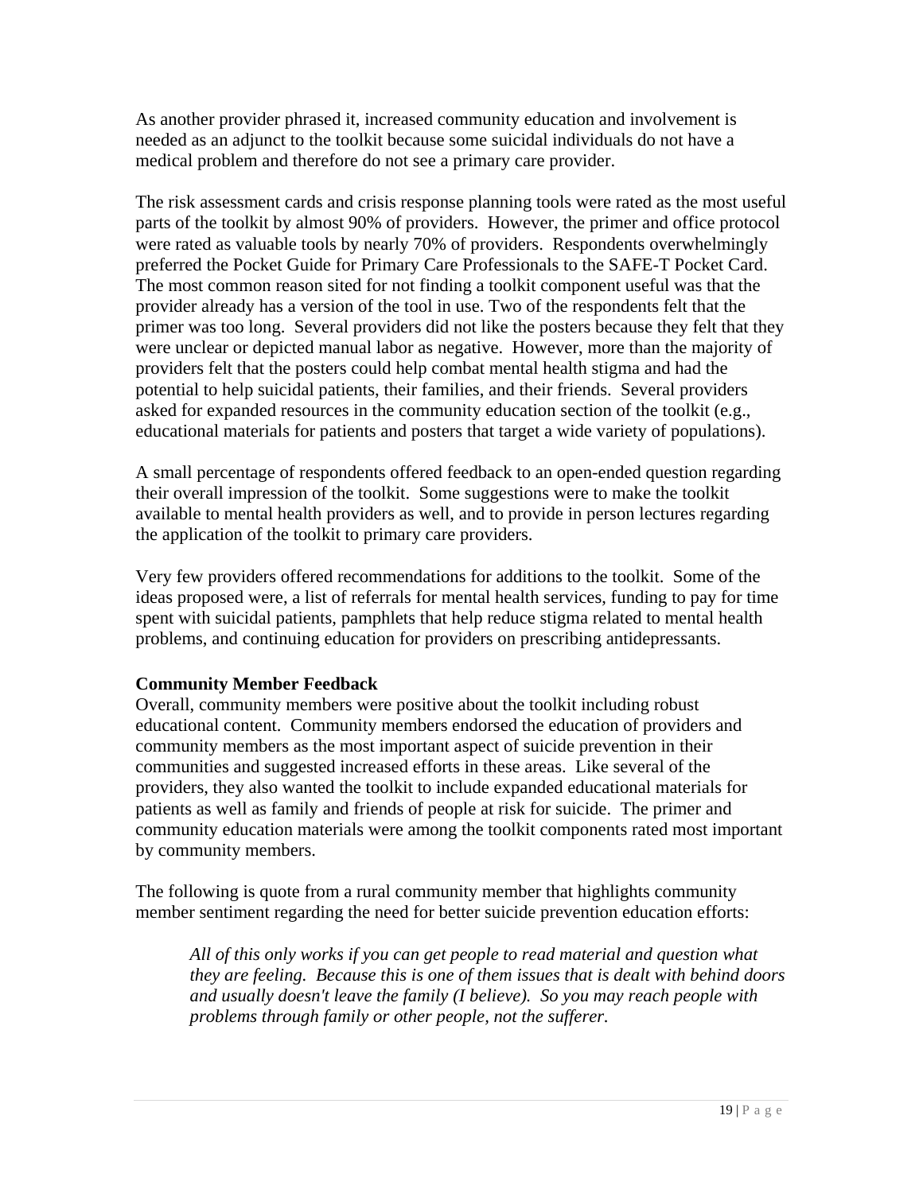As another provider phrased it, increased community education and involvement is needed as an adjunct to the toolkit because some suicidal individuals do not have a medical problem and therefore do not see a primary care provider.

The risk assessment cards and crisis response planning tools were rated as the most useful parts of the toolkit by almost 90% of providers. However, the primer and office protocol were rated as valuable tools by nearly 70% of providers. Respondents overwhelmingly preferred the Pocket Guide for Primary Care Professionals to the SAFE-T Pocket Card. The most common reason sited for not finding a toolkit component useful was that the provider already has a version of the tool in use. Two of the respondents felt that the primer was too long. Several providers did not like the posters because they felt that they were unclear or depicted manual labor as negative. However, more than the majority of providers felt that the posters could help combat mental health stigma and had the potential to help suicidal patients, their families, and their friends. Several providers asked for expanded resources in the community education section of the toolkit (e.g., educational materials for patients and posters that target a wide variety of populations).

A small percentage of respondents offered feedback to an open-ended question regarding their overall impression of the toolkit. Some suggestions were to make the toolkit available to mental health providers as well, and to provide in person lectures regarding the application of the toolkit to primary care providers.

Very few providers offered recommendations for additions to the toolkit. Some of the ideas proposed were, a list of referrals for mental health services, funding to pay for time spent with suicidal patients, pamphlets that help reduce stigma related to mental health problems, and continuing education for providers on prescribing antidepressants.

**Community Member Feedback**

Overall, community members were positive about the toolkit including robust educational content. Community members endorsed the education of providers and community members as the most important aspect of suicide prevention in their communities and suggested increased efforts in these areas. Like several of the providers, they also wanted the toolkit to include expanded educational materials for patients as well as family and friends of people at risk for suicide. The primer and community education materials were among the toolkit components rated most important by community members.

The following is quote from a rural community member that highlights community member sentiment regarding the need for better suicide prevention education efforts:

> *All of this only works if you can get people to read material and question what they are feeling. Because this is one of them issues that is dealt with behind doors and usually doesn't leave the family (I believe). So you may reach people with problems through family or other people, not the sufferer.*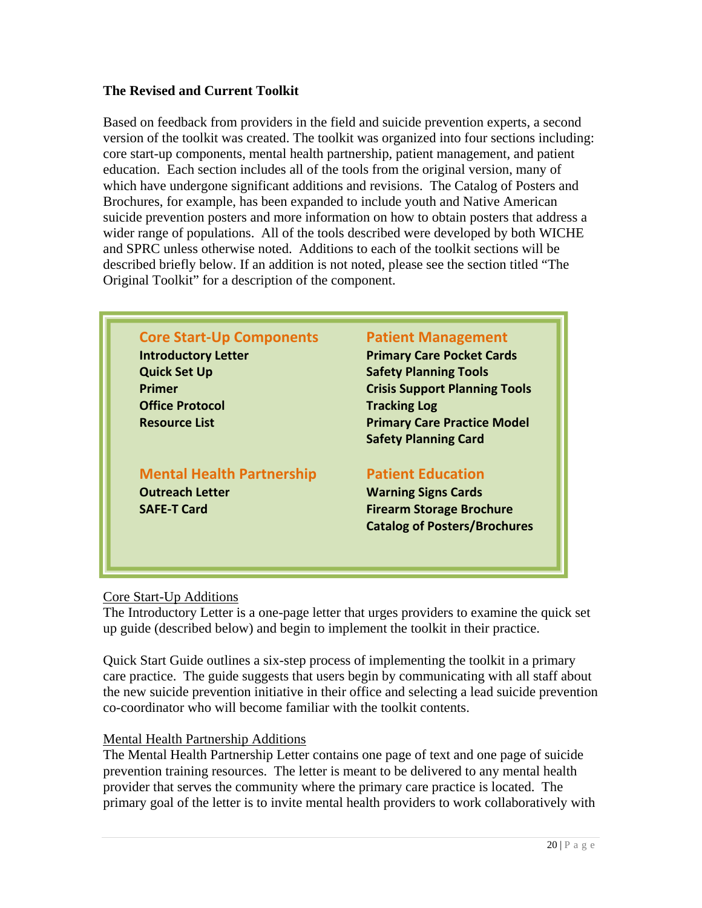**The Revised and Current Toolkit**

Based on feedback from providers in the field and suicide prevention experts, a second version of the toolkit was created. The toolkit was organized into four sections including: core start-up components, mental health partnership, patient management, and patient education. Each section includes all of the tools from the original version, many of which have undergone significant additions and revisions. The Catalog of Posters and Brochures, for example, has been expanded to include youth and Native American suicide prevention posters and more information on how to obtain posters that address a wider range of populations. All of the tools described were developed by both WICHE and SPRC unless otherwise noted. Additions to each of the toolkit sections will be described briefly below. If an addition is not noted, please see the section titled "The Original Toolkit" for a description of the component.

**Core Start-Up Components**
- Introductory Letter
- Quick Set Up
- Primer
- Office Protocol
- Resource List

**Mental Health Partnership**
- Outreach Letter
- SAFE-T Card

**Patient Management**
- Primary Care Pocket Cards
- Safety Planning Tools
- Crisis Support Planning Tools
- Tracking Log
- Primary Care Practice Model
- Safety Planning Card

**Patient Education**
- Warning Signs Cards
- Firearm Storage Brochure
- Catalog of Posters/Brochures

<u>Core Start-Up Additions</u>

The Introductory Letter is a one-page letter that urges providers to examine the quick set up guide (described below) and begin to implement the toolkit in their practice.

Quick Start Guide outlines a six-step process of implementing the toolkit in a primary care practice. The guide suggests that users begin by communicating with all staff about the new suicide prevention initiative in their office and selecting a lead suicide prevention co-coordinator who will become familiar with the toolkit contents.

<u>Mental Health Partnership Additions</u>

The Mental Health Partnership Letter contains one page of text and one page of suicide prevention training resources. The letter is meant to be delivered to any mental health provider that serves the community where the primary care practice is located. The primary goal of the letter is to invite mental health providers to work collaboratively with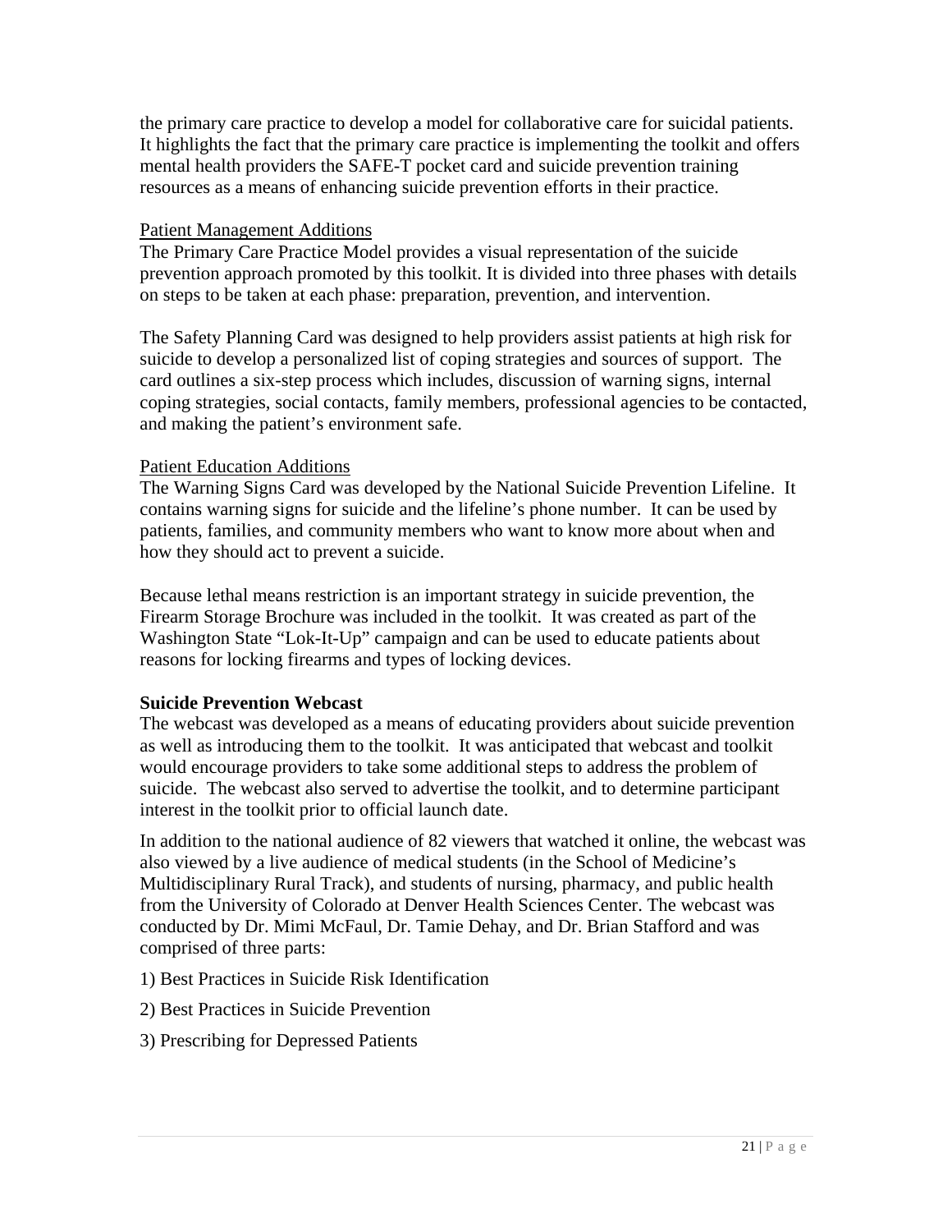the primary care practice to develop a model for collaborative care for suicidal patients. It highlights the fact that the primary care practice is implementing the toolkit and offers mental health providers the SAFE-T pocket card and suicide prevention training resources as a means of enhancing suicide prevention efforts in their practice.

Patient Management Additions

The Primary Care Practice Model provides a visual representation of the suicide prevention approach promoted by this toolkit. It is divided into three phases with details on steps to be taken at each phase: preparation, prevention, and intervention.

The Safety Planning Card was designed to help providers assist patients at high risk for suicide to develop a personalized list of coping strategies and sources of support. The card outlines a six-step process which includes, discussion of warning signs, internal coping strategies, social contacts, family members, professional agencies to be contacted, and making the patient's environment safe.

Patient Education Additions

The Warning Signs Card was developed by the National Suicide Prevention Lifeline. It contains warning signs for suicide and the lifeline's phone number. It can be used by patients, families, and community members who want to know more about when and how they should act to prevent a suicide.

Because lethal means restriction is an important strategy in suicide prevention, the Firearm Storage Brochure was included in the toolkit. It was created as part of the Washington State "Lok-It-Up" campaign and can be used to educate patients about reasons for locking firearms and types of locking devices.

**Suicide Prevention Webcast**

The webcast was developed as a means of educating providers about suicide prevention as well as introducing them to the toolkit. It was anticipated that webcast and toolkit would encourage providers to take some additional steps to address the problem of suicide. The webcast also served to advertise the toolkit, and to determine participant interest in the toolkit prior to official launch date.

In addition to the national audience of 82 viewers that watched it online, the webcast was also viewed by a live audience of medical students (in the School of Medicine's Multidisciplinary Rural Track), and students of nursing, pharmacy, and public health from the University of Colorado at Denver Health Sciences Center. The webcast was conducted by Dr. Mimi McFaul, Dr. Tamie Dehay, and Dr. Brian Stafford and was comprised of three parts:

1) Best Practices in Suicide Risk Identification

2) Best Practices in Suicide Prevention

3) Prescribing for Depressed Patients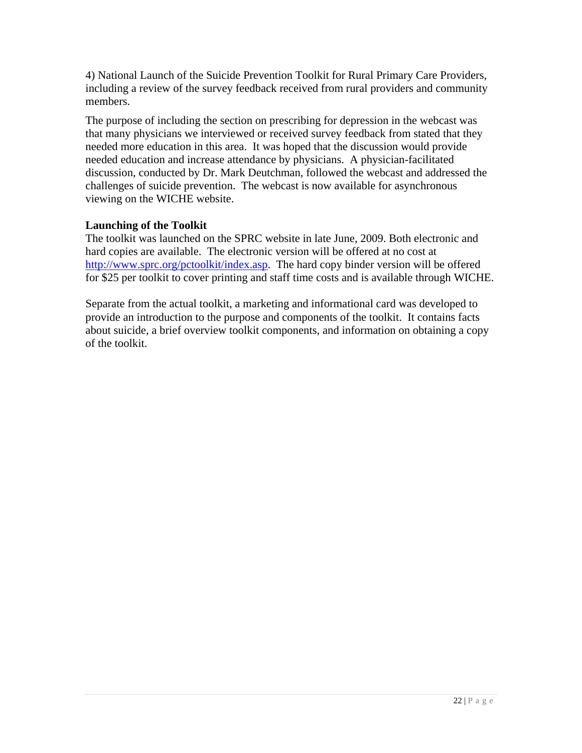4) National Launch of the Suicide Prevention Toolkit for Rural Primary Care Providers, including a review of the survey feedback received from rural providers and community members.

The purpose of including the section on prescribing for depression in the webcast was that many physicians we interviewed or received survey feedback from stated that they needed more education in this area. It was hoped that the discussion would provide needed education and increase attendance by physicians. A physician-facilitated discussion, conducted by Dr. Mark Deutchman, followed the webcast and addressed the challenges of suicide prevention. The webcast is now available for asynchronous viewing on the WICHE website.

**Launching of the Toolkit**

The toolkit was launched on the SPRC website in late June, 2009. Both electronic and hard copies are available. The electronic version will be offered at no cost at http://www.sprc.org/pctoolkit/index.asp. The hard copy binder version will be offered for $25 per toolkit to cover printing and staff time costs and is available through WICHE.

Separate from the actual toolkit, a marketing and informational card was developed to provide an introduction to the purpose and components of the toolkit. It contains facts about suicide, a brief overview toolkit components, and information on obtaining a copy of the toolkit.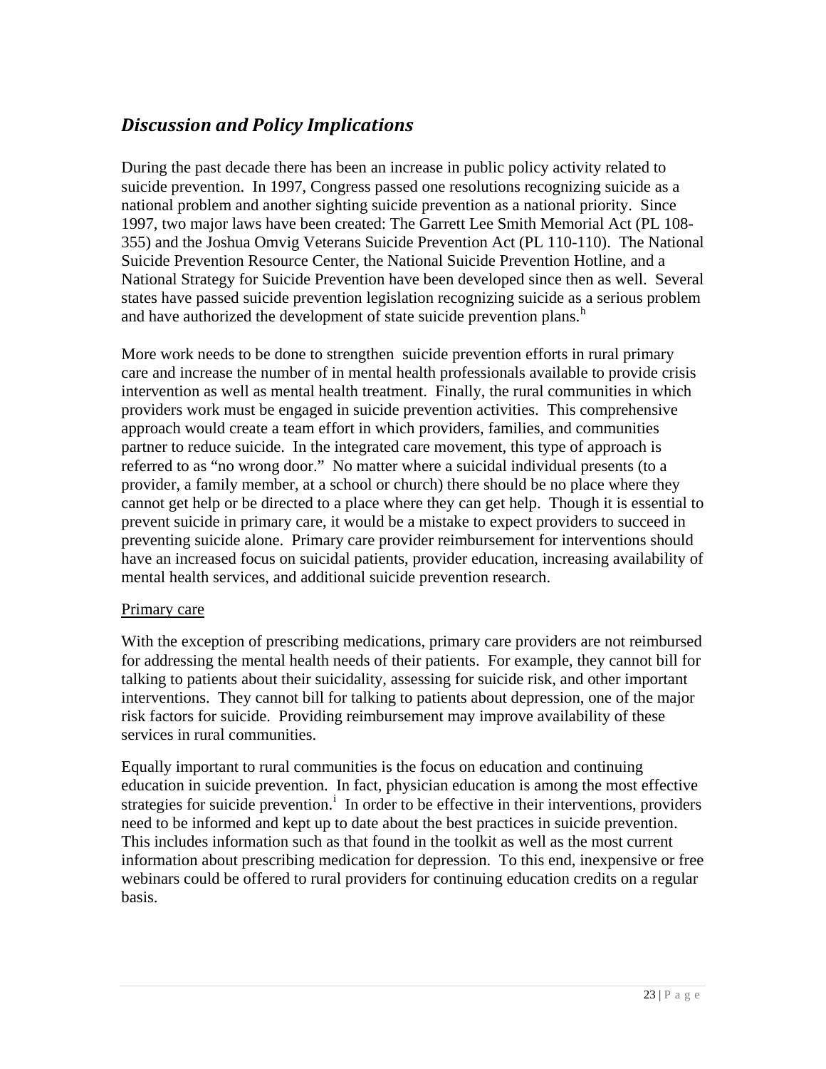## *Discussion and Policy Implications*

During the past decade there has been an increase in public policy activity related to suicide prevention. In 1997, Congress passed one resolutions recognizing suicide as a national problem and another sighting suicide prevention as a national priority. Since 1997, two major laws have been created: The Garrett Lee Smith Memorial Act (PL 108-355) and the Joshua Omvig Veterans Suicide Prevention Act (PL 110-110). The National Suicide Prevention Resource Center, the National Suicide Prevention Hotline, and a National Strategy for Suicide Prevention have been developed since then as well. Several states have passed suicide prevention legislation recognizing suicide as a serious problem and have authorized the development of state suicide prevention plans.[h]

More work needs to be done to strengthen suicide prevention efforts in rural primary care and increase the number of in mental health professionals available to provide crisis intervention as well as mental health treatment. Finally, the rural communities in which providers work must be engaged in suicide prevention activities. This comprehensive approach would create a team effort in which providers, families, and communities partner to reduce suicide. In the integrated care movement, this type of approach is referred to as "no wrong door." No matter where a suicidal individual presents (to a provider, a family member, at a school or church) there should be no place where they cannot get help or be directed to a place where they can get help. Though it is essential to prevent suicide in primary care, it would be a mistake to expect providers to succeed in preventing suicide alone. Primary care provider reimbursement for interventions should have an increased focus on suicidal patients, provider education, increasing availability of mental health services, and additional suicide prevention research.

<u>Primary care</u>

With the exception of prescribing medications, primary care providers are not reimbursed for addressing the mental health needs of their patients. For example, they cannot bill for talking to patients about their suicidality, assessing for suicide risk, and other important interventions. They cannot bill for talking to patients about depression, one of the major risk factors for suicide. Providing reimbursement may improve availability of these services in rural communities.

Equally important to rural communities is the focus on education and continuing education in suicide prevention. In fact, physician education is among the most effective strategies for suicide prevention.[i] In order to be effective in their interventions, providers need to be informed and kept up to date about the best practices in suicide prevention. This includes information such as that found in the toolkit as well as the most current information about prescribing medication for depression. To this end, inexpensive or free webinars could be offered to rural providers for continuing education credits on a regular basis.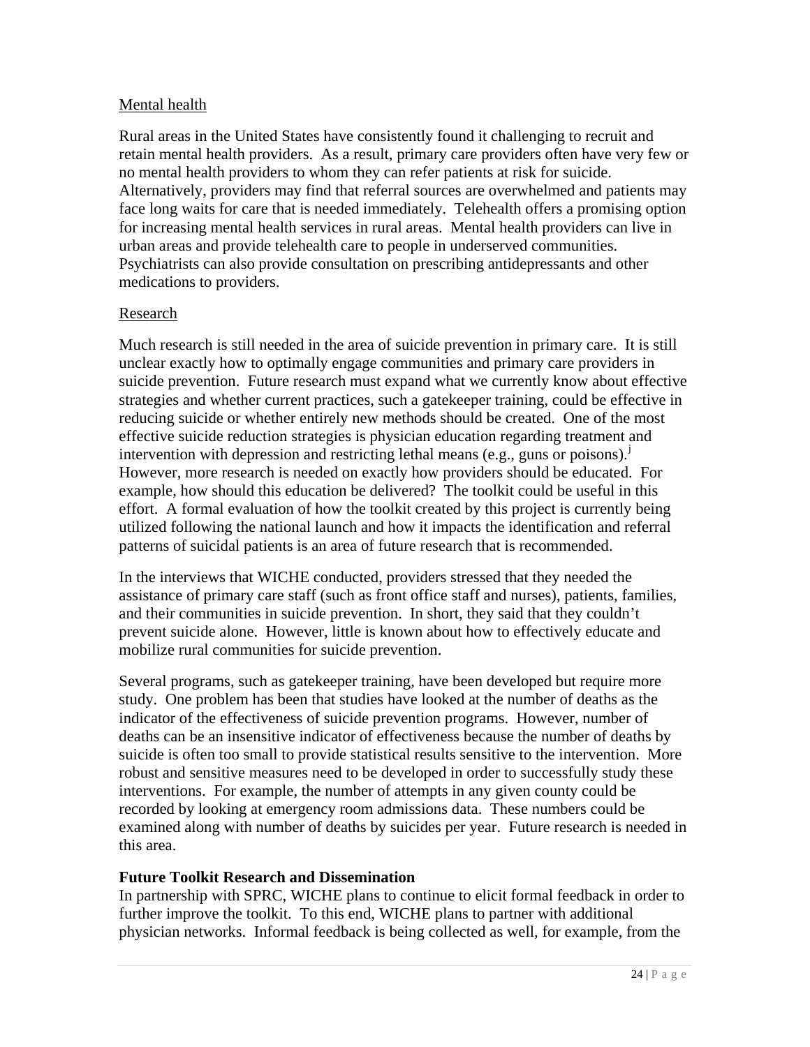<u>Mental health</u>

Rural areas in the United States have consistently found it challenging to recruit and retain mental health providers. As a result, primary care providers often have very few or no mental health providers to whom they can refer patients at risk for suicide. Alternatively, providers may find that referral sources are overwhelmed and patients may face long waits for care that is needed immediately. Telehealth offers a promising option for increasing mental health services in rural areas. Mental health providers can live in urban areas and provide telehealth care to people in underserved communities. Psychiatrists can also provide consultation on prescribing antidepressants and other medications to providers.

<u>Research</u>

Much research is still needed in the area of suicide prevention in primary care. It is still unclear exactly how to optimally engage communities and primary care providers in suicide prevention. Future research must expand what we currently know about effective strategies and whether current practices, such a gatekeeper training, could be effective in reducing suicide or whether entirely new methods should be created. One of the most effective suicide reduction strategies is physician education regarding treatment and intervention with depression and restricting lethal means (e.g., guns or poisons).[j] However, more research is needed on exactly how providers should be educated. For example, how should this education be delivered? The toolkit could be useful in this effort. A formal evaluation of how the toolkit created by this project is currently being utilized following the national launch and how it impacts the identification and referral patterns of suicidal patients is an area of future research that is recommended.

In the interviews that WICHE conducted, providers stressed that they needed the assistance of primary care staff (such as front office staff and nurses), patients, families, and their communities in suicide prevention. In short, they said that they couldn't prevent suicide alone. However, little is known about how to effectively educate and mobilize rural communities for suicide prevention.

Several programs, such as gatekeeper training, have been developed but require more study. One problem has been that studies have looked at the number of deaths as the indicator of the effectiveness of suicide prevention programs. However, number of deaths can be an insensitive indicator of effectiveness because the number of deaths by suicide is often too small to provide statistical results sensitive to the intervention. More robust and sensitive measures need to be developed in order to successfully study these interventions. For example, the number of attempts in any given county could be recorded by looking at emergency room admissions data. These numbers could be examined along with number of deaths by suicides per year. Future research is needed in this area.

**Future Toolkit Research and Dissemination**

In partnership with SPRC, WICHE plans to continue to elicit formal feedback in order to further improve the toolkit. To this end, WICHE plans to partner with additional physician networks. Informal feedback is being collected as well, for example, from the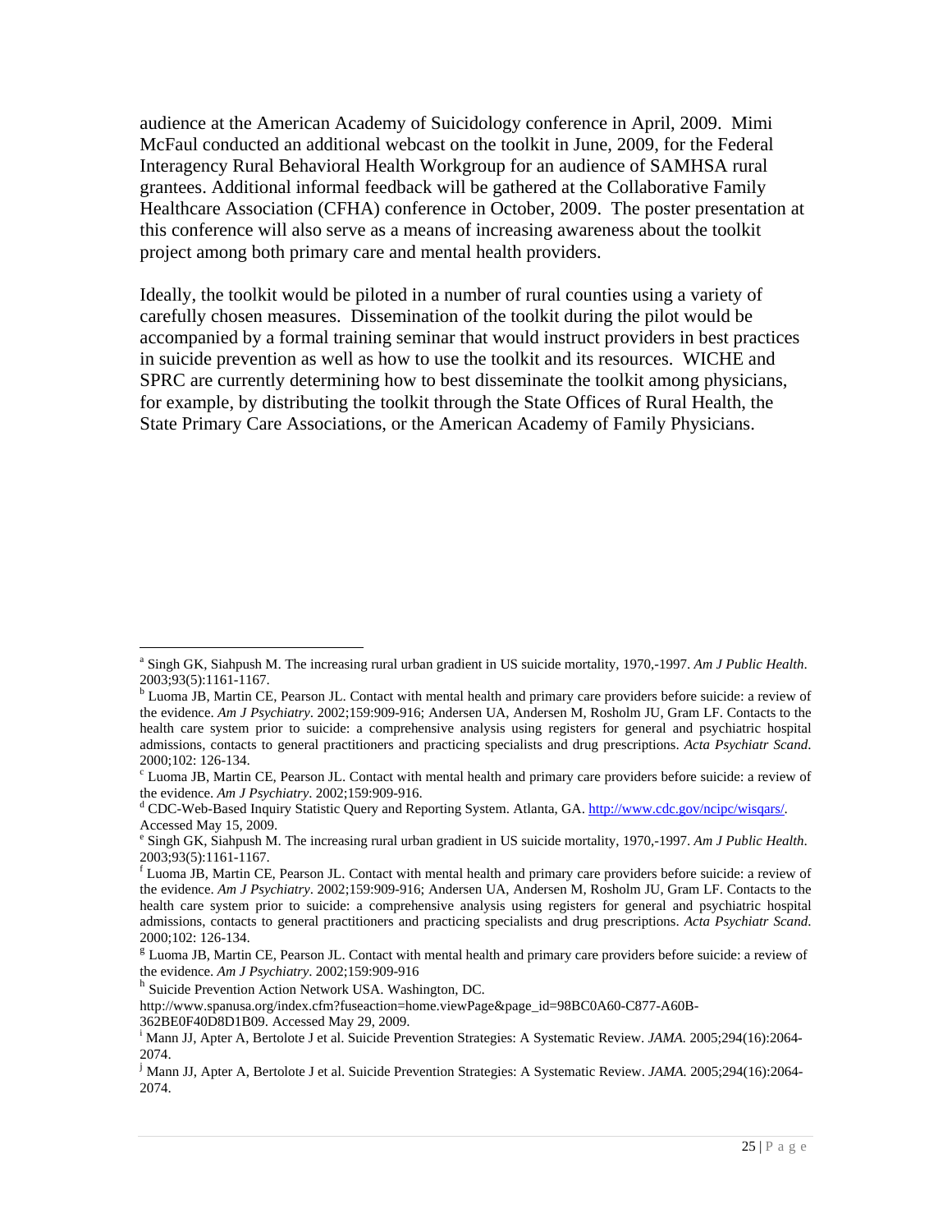audience at the American Academy of Suicidology conference in April, 2009. Mimi McFaul conducted an additional webcast on the toolkit in June, 2009, for the Federal Interagency Rural Behavioral Health Workgroup for an audience of SAMHSA rural grantees. Additional informal feedback will be gathered at the Collaborative Family Healthcare Association (CFHA) conference in October, 2009. The poster presentation at this conference will also serve as a means of increasing awareness about the toolkit project among both primary care and mental health providers.

Ideally, the toolkit would be piloted in a number of rural counties using a variety of carefully chosen measures. Dissemination of the toolkit during the pilot would be accompanied by a formal training seminar that would instruct providers in best practices in suicide prevention as well as how to use the toolkit and its resources. WICHE and SPRC are currently determining how to best disseminate the toolkit among physicians, for example, by distributing the toolkit through the State Offices of Rural Health, the State Primary Care Associations, or the American Academy of Family Physicians.

---

[a] Singh GK, Siahpush M. The increasing rural urban gradient in US suicide mortality, 1970,-1997. *Am J Public Health*. 2003;93(5):1161-1167.

[b] Luoma JB, Martin CE, Pearson JL. Contact with mental health and primary care providers before suicide: a review of the evidence. *Am J Psychiatry*. 2002;159:909-916; Andersen UA, Andersen M, Rosholm JU, Gram LF. Contacts to the health care system prior to suicide: a comprehensive analysis using registers for general and psychiatric hospital admissions, contacts to general practitioners and practicing specialists and drug prescriptions. *Acta Psychiatr Scand*. 2000;102: 126-134.

[c] Luoma JB, Martin CE, Pearson JL. Contact with mental health and primary care providers before suicide: a review of the evidence. *Am J Psychiatry*. 2002;159:909-916.

[d] CDC-Web-Based Inquiry Statistic Query and Reporting System. Atlanta, GA. http://www.cdc.gov/ncipc/wisqars/. Accessed May 15, 2009.

[e] Singh GK, Siahpush M. The increasing rural urban gradient in US suicide mortality, 1970,-1997. *Am J Public Health*. 2003;93(5):1161-1167.

[f] Luoma JB, Martin CE, Pearson JL. Contact with mental health and primary care providers before suicide: a review of the evidence. *Am J Psychiatry*. 2002;159:909-916; Andersen UA, Andersen M, Rosholm JU, Gram LF. Contacts to the health care system prior to suicide: a comprehensive analysis using registers for general and psychiatric hospital admissions, contacts to general practitioners and practicing specialists and drug prescriptions. *Acta Psychiatr Scand*. 2000;102: 126-134.

[g] Luoma JB, Martin CE, Pearson JL. Contact with mental health and primary care providers before suicide: a review of the evidence. *Am J Psychiatry*. 2002;159:909-916

[h] Suicide Prevention Action Network USA. Washington, DC. http://www.spanusa.org/index.cfm?fuseaction=home.viewPage&page_id=98BC0A60-C877-A60B-362BE0F40D8D1B09. Accessed May 29, 2009.

[i] Mann JJ, Apter A, Bertolote J et al. Suicide Prevention Strategies: A Systematic Review. *JAMA.* 2005;294(16):2064-2074.

[j] Mann JJ, Apter A, Bertolote J et al. Suicide Prevention Strategies: A Systematic Review. *JAMA.* 2005;294(16):2064-2074.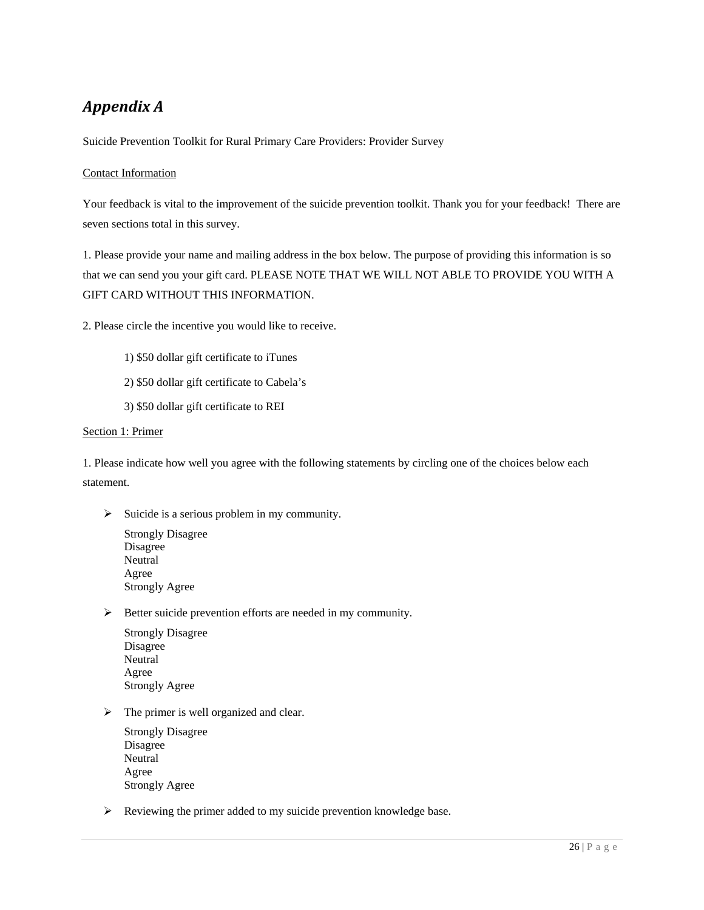## *Appendix A*

Suicide Prevention Toolkit for Rural Primary Care Providers: Provider Survey

<u>Contact Information</u>

Your feedback is vital to the improvement of the suicide prevention toolkit. Thank you for your feedback! There are seven sections total in this survey.

1. Please provide your name and mailing address in the box below. The purpose of providing this information is so that we can send you your gift card. PLEASE NOTE THAT WE WILL NOT ABLE TO PROVIDE YOU WITH A GIFT CARD WITHOUT THIS INFORMATION.

2. Please circle the incentive you would like to receive.

   1) $50 dollar gift certificate to iTunes

   2) $50 dollar gift certificate to Cabela's

   3) $50 dollar gift certificate to REI

<u>Section 1: Primer</u>

1. Please indicate how well you agree with the following statements by circling one of the choices below each statement.

- Suicide is a serious problem in my community.

  Strongly Disagree
  Disagree
  Neutral
  Agree
  Strongly Agree

- Better suicide prevention efforts are needed in my community.

  Strongly Disagree
  Disagree
  Neutral
  Agree
  Strongly Agree

- The primer is well organized and clear.

  Strongly Disagree
  Disagree
  Neutral
  Agree
  Strongly Agree

- Reviewing the primer added to my suicide prevention knowledge base.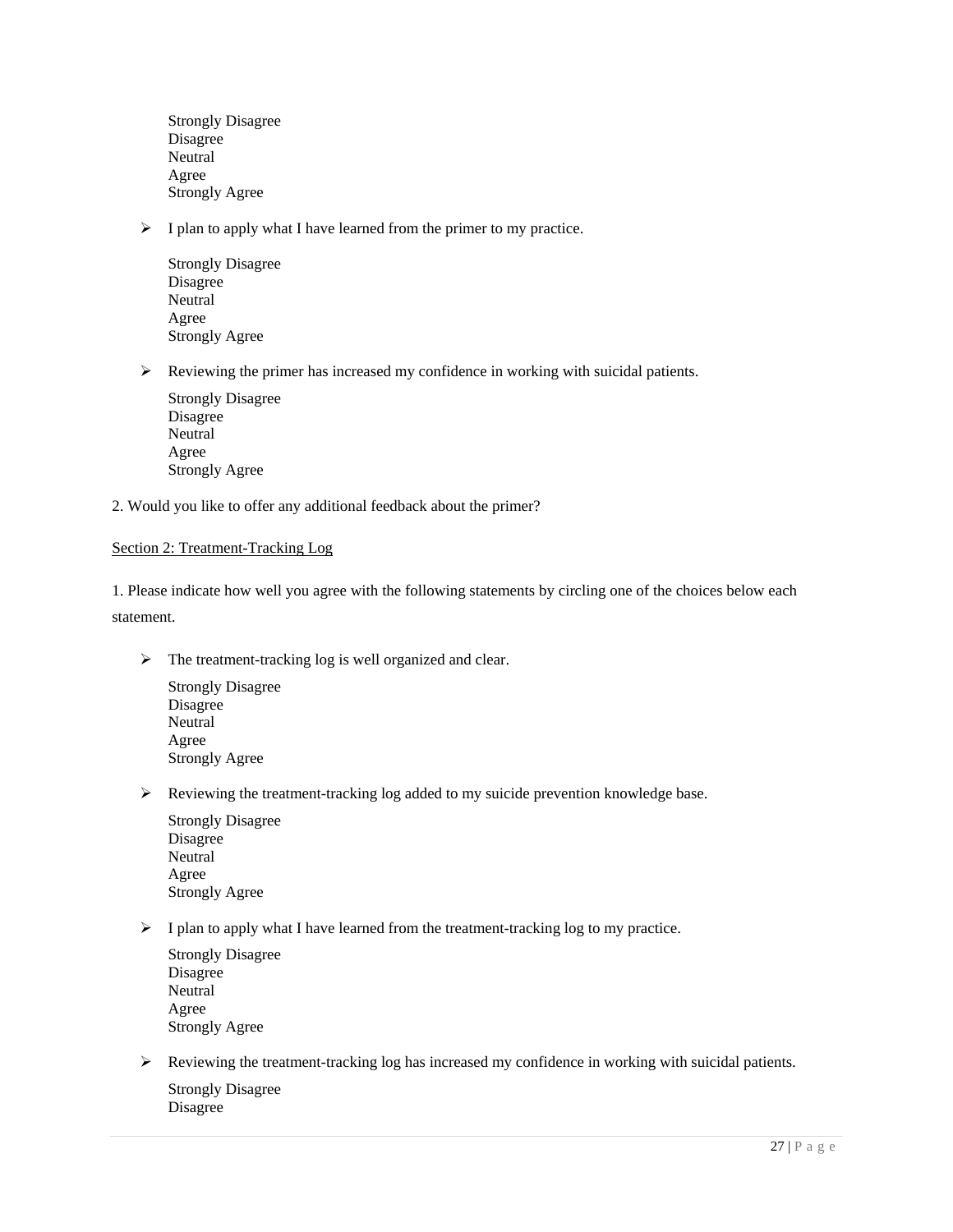Strongly Disagree
Disagree
Neutral
Agree
Strongly Agree

- I plan to apply what I have learned from the primer to my practice.

  Strongly Disagree
  Disagree
  Neutral
  Agree
  Strongly Agree

- Reviewing the primer has increased my confidence in working with suicidal patients.

  Strongly Disagree
  Disagree
  Neutral
  Agree
  Strongly Agree

2. Would you like to offer any additional feedback about the primer?

<u>Section 2: Treatment-Tracking Log</u>

1. Please indicate how well you agree with the following statements by circling one of the choices below each statement.

- The treatment-tracking log is well organized and clear.

  Strongly Disagree
  Disagree
  Neutral
  Agree
  Strongly Agree

- Reviewing the treatment-tracking log added to my suicide prevention knowledge base.

  Strongly Disagree
  Disagree
  Neutral
  Agree
  Strongly Agree

- I plan to apply what I have learned from the treatment-tracking log to my practice.

  Strongly Disagree
  Disagree
  Neutral
  Agree
  Strongly Agree

- Reviewing the treatment-tracking log has increased my confidence in working with suicidal patients.

  Strongly Disagree
  Disagree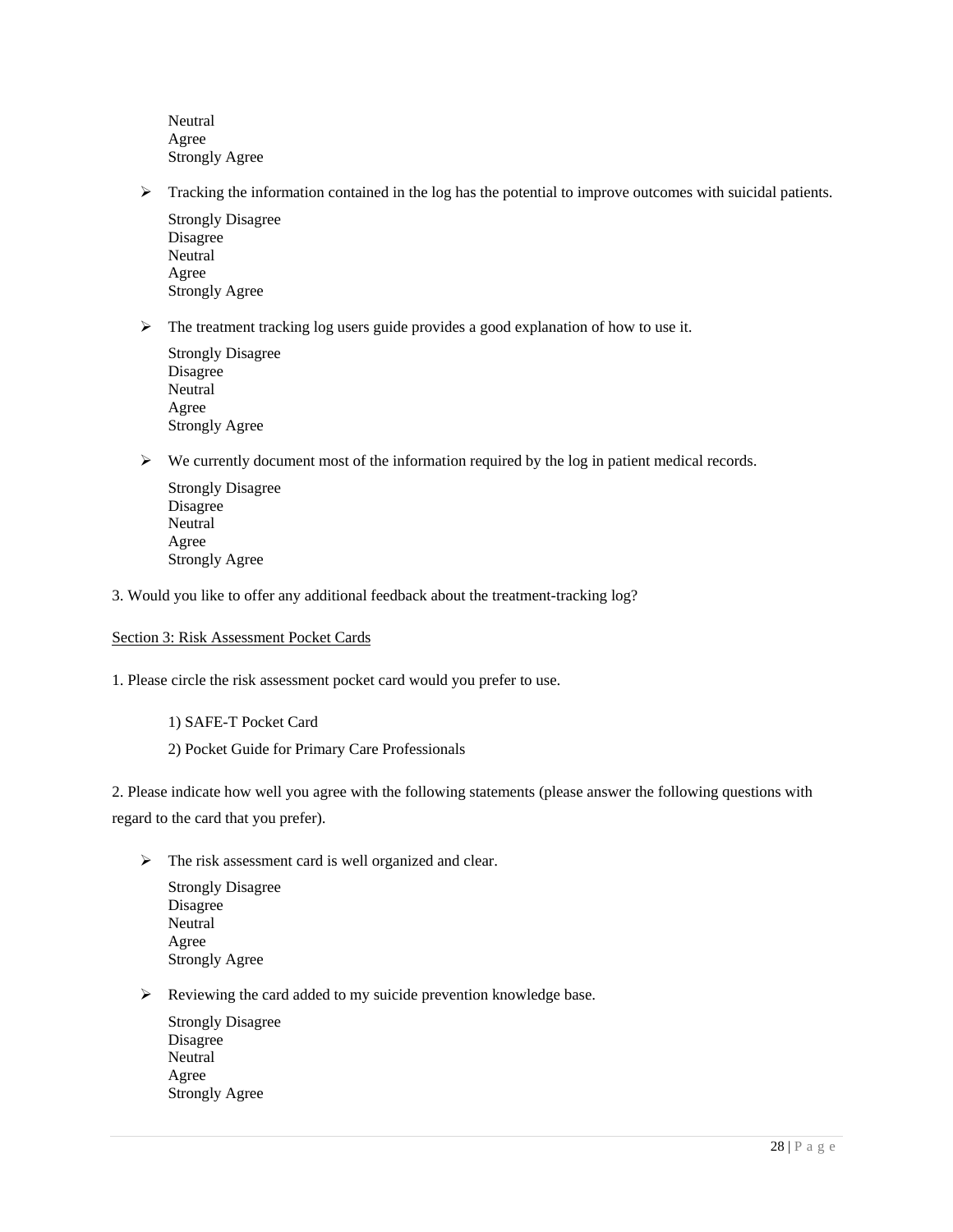Neutral  
Agree  
Strongly Agree

- Tracking the information contained in the log has the potential to improve outcomes with suicidal patients.

  Strongly Disagree  
  Disagree  
  Neutral  
  Agree  
  Strongly Agree

- The treatment tracking log users guide provides a good explanation of how to use it.

  Strongly Disagree  
  Disagree  
  Neutral  
  Agree  
  Strongly Agree

- We currently document most of the information required by the log in patient medical records.

  Strongly Disagree  
  Disagree  
  Neutral  
  Agree  
  Strongly Agree

3. Would you like to offer any additional feedback about the treatment-tracking log?

<u>Section 3: Risk Assessment Pocket Cards</u>

1. Please circle the risk assessment pocket card would you prefer to use.

   1) SAFE-T Pocket Card

   2) Pocket Guide for Primary Care Professionals

2. Please indicate how well you agree with the following statements (please answer the following questions with regard to the card that you prefer).

- The risk assessment card is well organized and clear.

  Strongly Disagree  
  Disagree  
  Neutral  
  Agree  
  Strongly Agree

- Reviewing the card added to my suicide prevention knowledge base.

  Strongly Disagree  
  Disagree  
  Neutral  
  Agree  
  Strongly Agree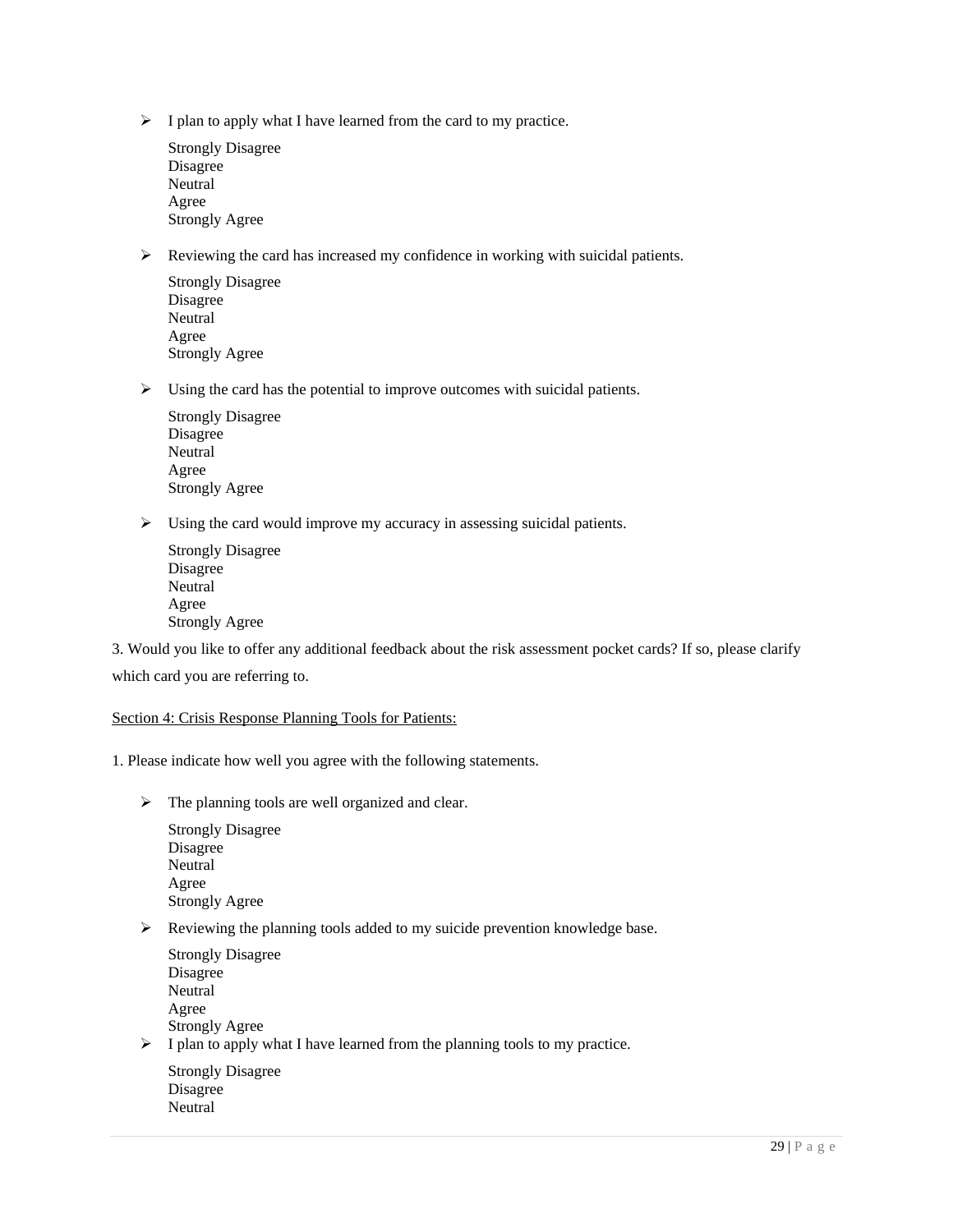- I plan to apply what I have learned from the card to my practice.

  Strongly Disagree
  Disagree
  Neutral
  Agree
  Strongly Agree

- Reviewing the card has increased my confidence in working with suicidal patients.

  Strongly Disagree
  Disagree
  Neutral
  Agree
  Strongly Agree

- Using the card has the potential to improve outcomes with suicidal patients.

  Strongly Disagree
  Disagree
  Neutral
  Agree
  Strongly Agree

- Using the card would improve my accuracy in assessing suicidal patients.

  Strongly Disagree
  Disagree
  Neutral
  Agree
  Strongly Agree

3. Would you like to offer any additional feedback about the risk assessment pocket cards? If so, please clarify which card you are referring to.

<u>Section 4: Crisis Response Planning Tools for Patients:</u>

1. Please indicate how well you agree with the following statements.

- The planning tools are well organized and clear.

  Strongly Disagree
  Disagree
  Neutral
  Agree
  Strongly Agree

- Reviewing the planning tools added to my suicide prevention knowledge base.

  Strongly Disagree
  Disagree
  Neutral
  Agree
  Strongly Agree

- I plan to apply what I have learned from the planning tools to my practice.

  Strongly Disagree
  Disagree
  Neutral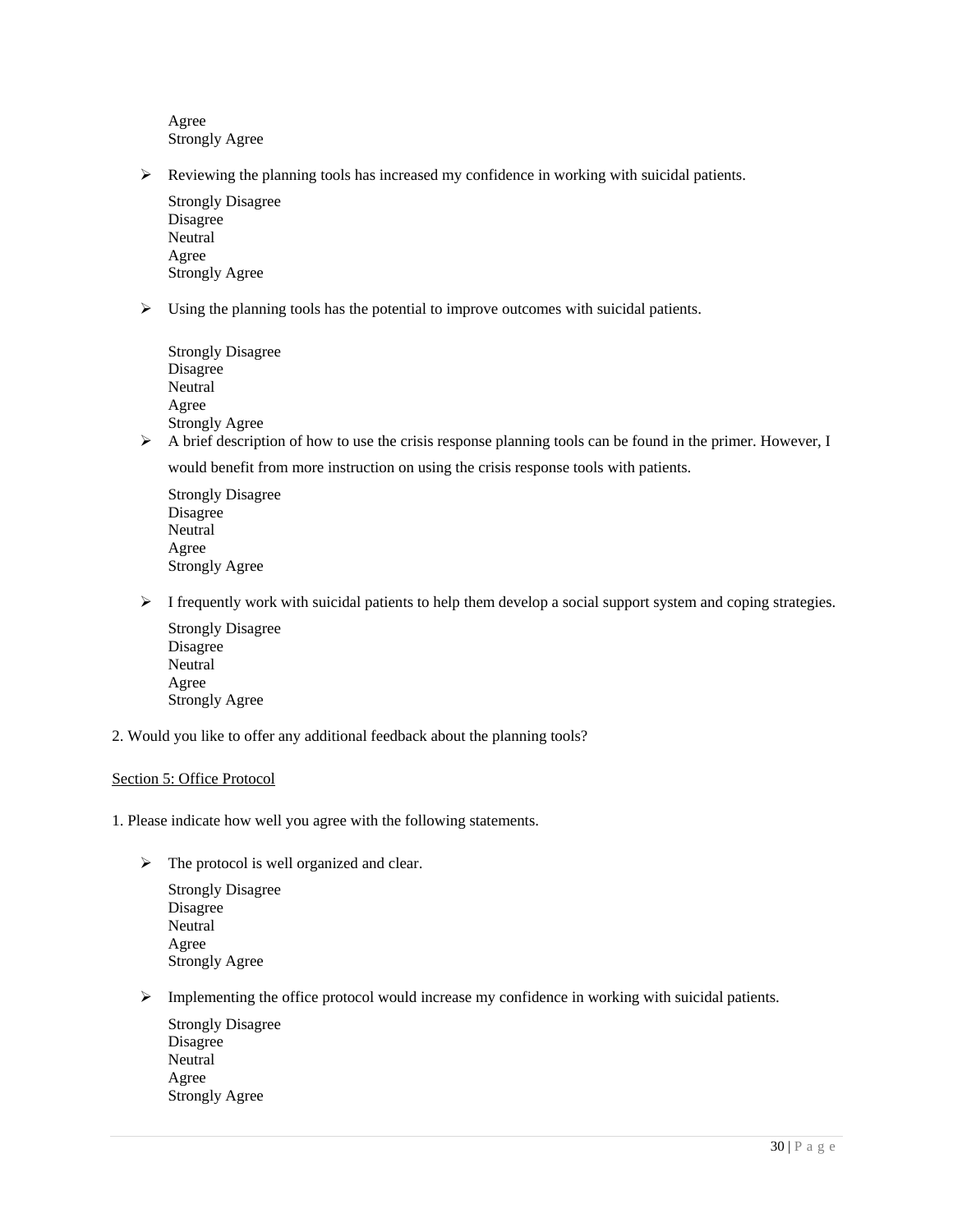Agree
Strongly Agree

- Reviewing the planning tools has increased my confidence in working with suicidal patients.

  Strongly Disagree
  Disagree
  Neutral
  Agree
  Strongly Agree

- Using the planning tools has the potential to improve outcomes with suicidal patients.

  Strongly Disagree
  Disagree
  Neutral
  Agree
  Strongly Agree

- A brief description of how to use the crisis response planning tools can be found in the primer. However, I would benefit from more instruction on using the crisis response tools with patients.

  Strongly Disagree
  Disagree
  Neutral
  Agree
  Strongly Agree

- I frequently work with suicidal patients to help them develop a social support system and coping strategies.

  Strongly Disagree
  Disagree
  Neutral
  Agree
  Strongly Agree

2. Would you like to offer any additional feedback about the planning tools?

<u>Section 5: Office Protocol</u>

1. Please indicate how well you agree with the following statements.

- The protocol is well organized and clear.

  Strongly Disagree
  Disagree
  Neutral
  Agree
  Strongly Agree

- Implementing the office protocol would increase my confidence in working with suicidal patients.

  Strongly Disagree
  Disagree
  Neutral
  Agree
  Strongly Agree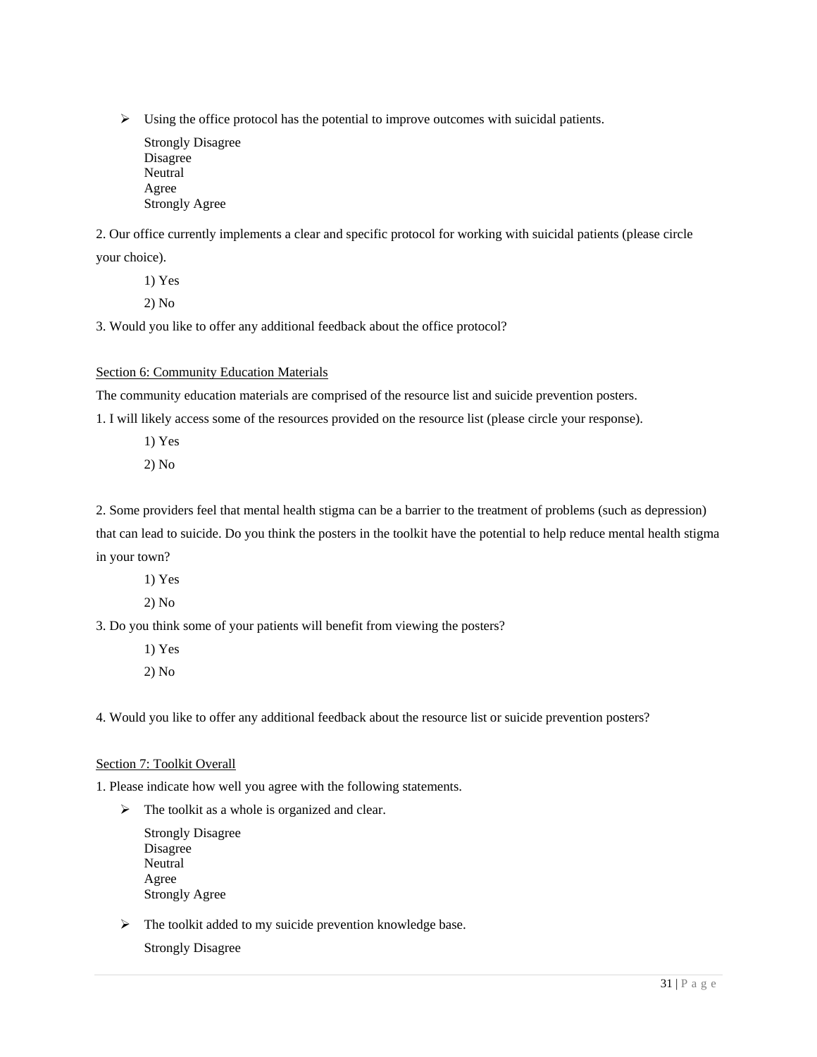- Using the office protocol has the potential to improve outcomes with suicidal patients.

  Strongly Disagree
  Disagree
  Neutral
  Agree
  Strongly Agree

2. Our office currently implements a clear and specific protocol for working with suicidal patients (please circle your choice).

   1) Yes

   2) No

3. Would you like to offer any additional feedback about the office protocol?

Section 6: Community Education Materials

The community education materials are comprised of the resource list and suicide prevention posters.

1. I will likely access some of the resources provided on the resource list (please circle your response).

   1) Yes

   2) No

2. Some providers feel that mental health stigma can be a barrier to the treatment of problems (such as depression) that can lead to suicide. Do you think the posters in the toolkit have the potential to help reduce mental health stigma in your town?

   1) Yes

   2) No

3. Do you think some of your patients will benefit from viewing the posters?

   1) Yes

   2) No

4. Would you like to offer any additional feedback about the resource list or suicide prevention posters?

Section 7: Toolkit Overall

1. Please indicate how well you agree with the following statements.

- The toolkit as a whole is organized and clear.

  Strongly Disagree
  Disagree
  Neutral
  Agree
  Strongly Agree

- The toolkit added to my suicide prevention knowledge base.

  Strongly Disagree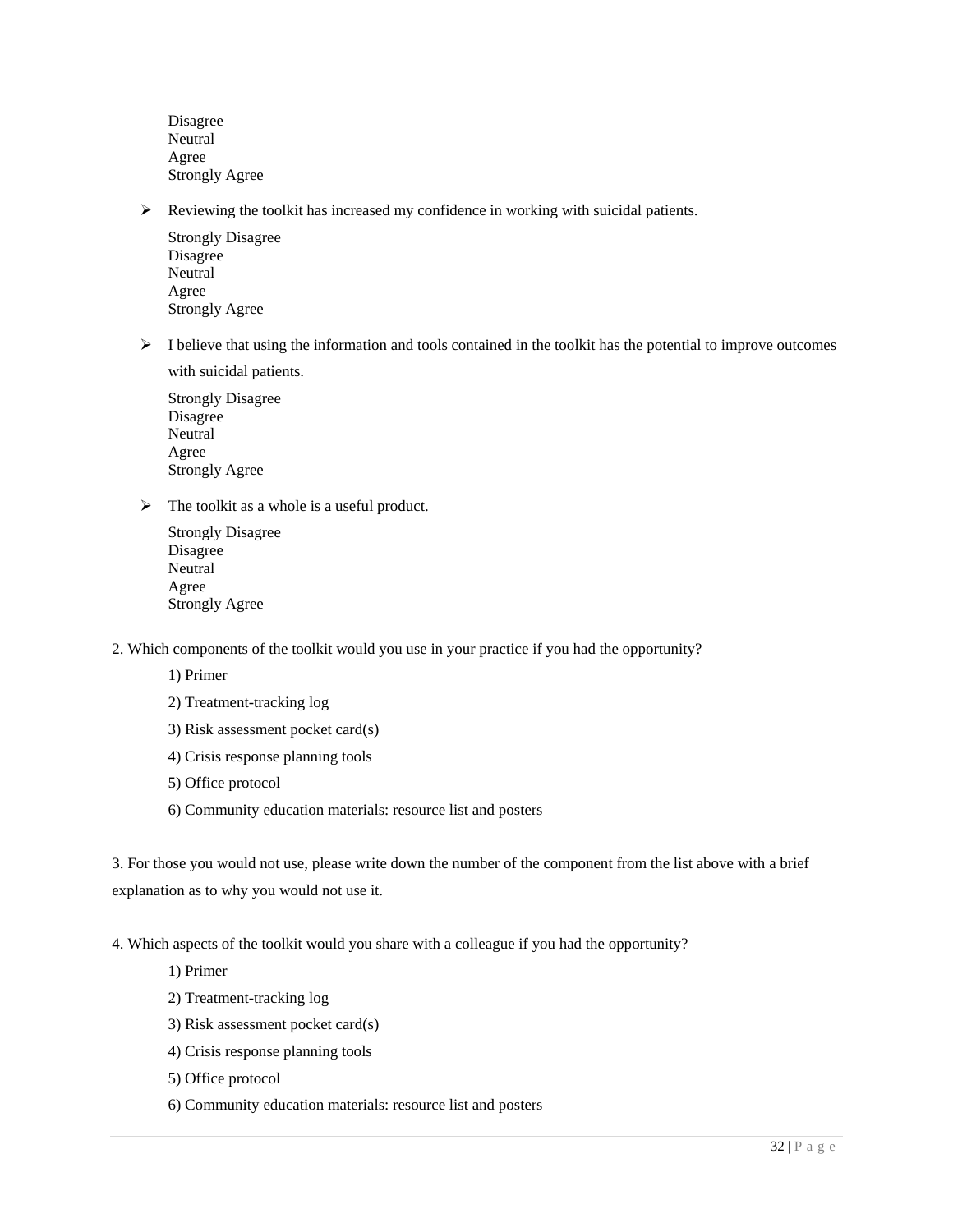Disagree
Neutral
Agree
Strongly Agree

- Reviewing the toolkit has increased my confidence in working with suicidal patients.

  Strongly Disagree
  Disagree
  Neutral
  Agree
  Strongly Agree

- I believe that using the information and tools contained in the toolkit has the potential to improve outcomes with suicidal patients.

  Strongly Disagree
  Disagree
  Neutral
  Agree
  Strongly Agree

- The toolkit as a whole is a useful product.

  Strongly Disagree
  Disagree
  Neutral
  Agree
  Strongly Agree

2. Which components of the toolkit would you use in your practice if you had the opportunity?

   1) Primer

   2) Treatment-tracking log

   3) Risk assessment pocket card(s)

   4) Crisis response planning tools

   5) Office protocol

   6) Community education materials: resource list and posters

3. For those you would not use, please write down the number of the component from the list above with a brief explanation as to why you would not use it.

4. Which aspects of the toolkit would you share with a colleague if you had the opportunity?

   1) Primer

   2) Treatment-tracking log

   3) Risk assessment pocket card(s)

   4) Crisis response planning tools

   5) Office protocol

   6) Community education materials: resource list and posters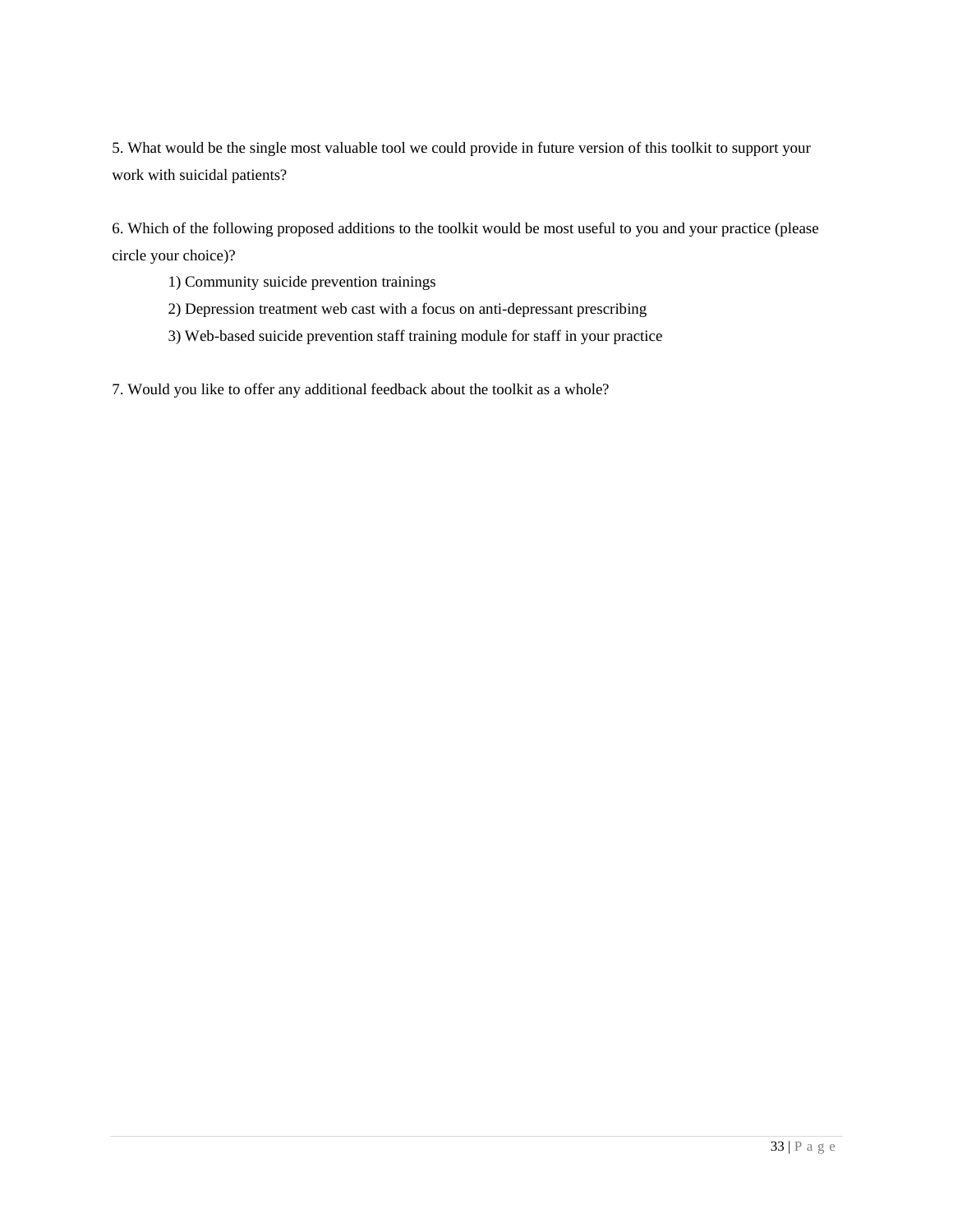5. What would be the single most valuable tool we could provide in future version of this toolkit to support your work with suicidal patients?

6. Which of the following proposed additions to the toolkit would be most useful to you and your practice (please circle your choice)?

   1) Community suicide prevention trainings

   2) Depression treatment web cast with a focus on anti-depressant prescribing

   3) Web-based suicide prevention staff training module for staff in your practice

7. Would you like to offer any additional feedback about the toolkit as a whole?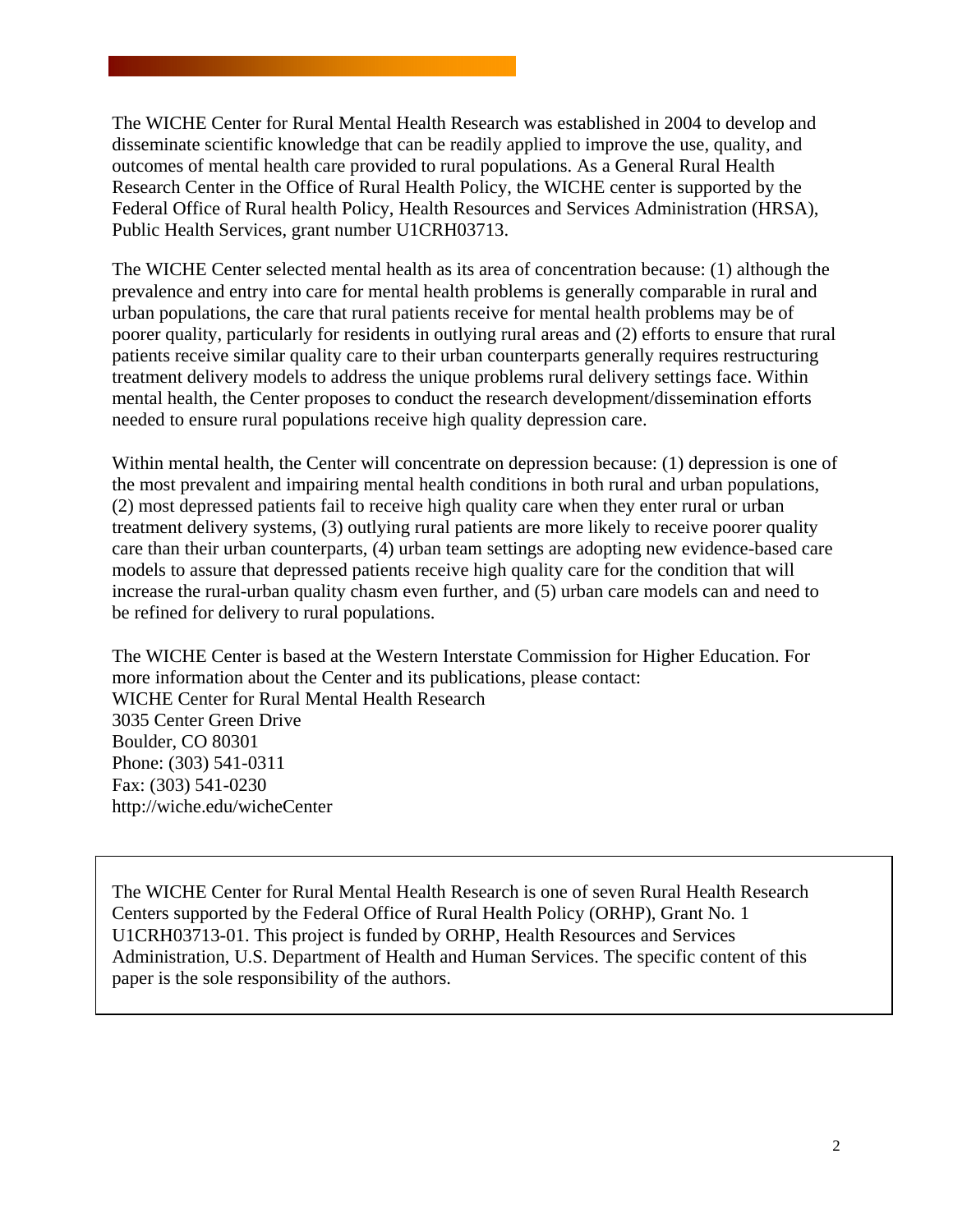The WICHE Center for Rural Mental Health Research was established in 2004 to develop and disseminate scientific knowledge that can be readily applied to improve the use, quality, and outcomes of mental health care provided to rural populations. As a General Rural Health Research Center in the Office of Rural Health Policy, the WICHE center is supported by the Federal Office of Rural health Policy, Health Resources and Services Administration (HRSA), Public Health Services, grant number U1CRH03713.

The WICHE Center selected mental health as its area of concentration because: (1) although the prevalence and entry into care for mental health problems is generally comparable in rural and urban populations, the care that rural patients receive for mental health problems may be of poorer quality, particularly for residents in outlying rural areas and (2) efforts to ensure that rural patients receive similar quality care to their urban counterparts generally requires restructuring treatment delivery models to address the unique problems rural delivery settings face. Within mental health, the Center proposes to conduct the research development/dissemination efforts needed to ensure rural populations receive high quality depression care.

Within mental health, the Center will concentrate on depression because: (1) depression is one of the most prevalent and impairing mental health conditions in both rural and urban populations, (2) most depressed patients fail to receive high quality care when they enter rural or urban treatment delivery systems, (3) outlying rural patients are more likely to receive poorer quality care than their urban counterparts, (4) urban team settings are adopting new evidence-based care models to assure that depressed patients receive high quality care for the condition that will increase the rural-urban quality chasm even further, and (5) urban care models can and need to be refined for delivery to rural populations.

The WICHE Center is based at the Western Interstate Commission for Higher Education. For more information about the Center and its publications, please contact:
WICHE Center for Rural Mental Health Research
3035 Center Green Drive
Boulder, CO 80301
Phone: (303) 541-0311
Fax: (303) 541-0230
http://wiche.edu/wicheCenter

The WICHE Center for Rural Mental Health Research is one of seven Rural Health Research Centers supported by the Federal Office of Rural Health Policy (ORHP), Grant No. 1 U1CRH03713-01. This project is funded by ORHP, Health Resources and Services Administration, U.S. Department of Health and Human Services. The specific content of this paper is the sole responsibility of the authors.